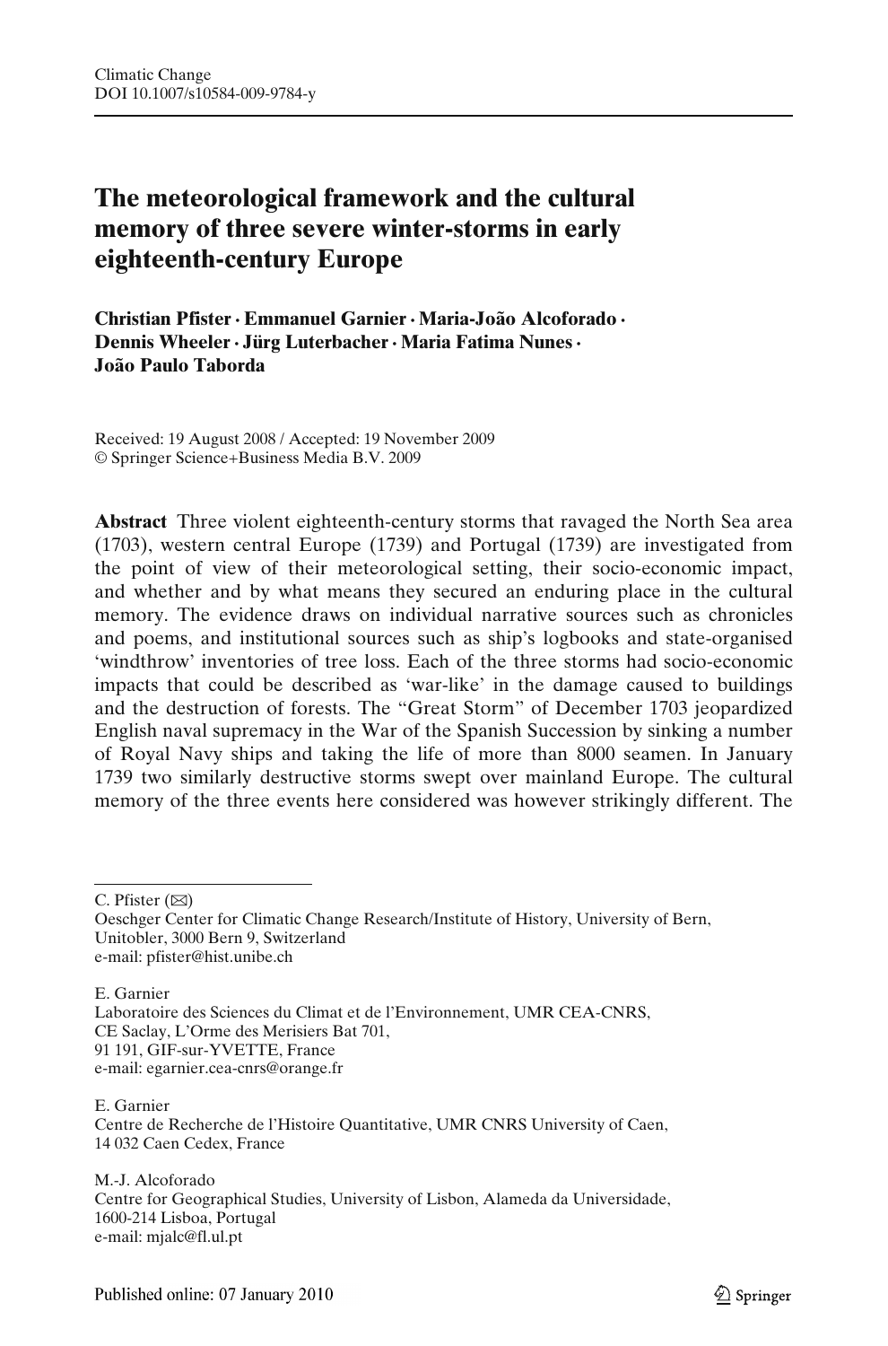# The meteorological framework and the cultural memory of three severe winter-storms in early eighteenth-century Europe

**Christian Pfister · Emmanuel Garnier · Maria-João Alcoforado · Dennis Wheeler · Jürg Luterbacher · Maria Fatima Nunes · João Paulo Taborda**

Received: 19 August 2008 / Accepted: 19 November 2009
© Springer Science+Business Media B.V. 2009

**Abstract** Three violent eighteenth-century storms that ravaged the North Sea area (1703), western central Europe (1739) and Portugal (1739) are investigated from the point of view of their meteorological setting, their socio-economic impact, and whether and by what means they secured an enduring place in the cultural memory. The evidence draws on individual narrative sources such as chronicles and poems, and institutional sources such as ship's logbooks and state-organised 'windthrow' inventories of tree loss. Each of the three storms had socio-economic impacts that could be described as 'war-like' in the damage caused to buildings and the destruction of forests. The "Great Storm" of December 1703 jeopardized English naval supremacy in the War of the Spanish Succession by sinking a number of Royal Navy ships and taking the life of more than 8000 seamen. In January 1739 two similarly destructive storms swept over mainland Europe. The cultural memory of the three events here considered was however strikingly different. The

---

C. Pfister (✉)
Oeschger Center for Climatic Change Research/Institute of History, University of Bern, Unitobler, 3000 Bern 9, Switzerland
e-mail: pfister@hist.unibe.ch

E. Garnier
Laboratoire des Sciences du Climat et de l'Environnement, UMR CEA-CNRS, CE Saclay, L'Orme des Merisiers Bat 701, 91 191, GIF-sur-YVETTE, France
e-mail: egarnier.cea-cnrs@orange.fr

E. Garnier
Centre de Recherche de l'Histoire Quantitative, UMR CNRS University of Caen, 14 032 Caen Cedex, France

M.-J. Alcoforado
Centre for Geographical Studies, University of Lisbon, Alameda da Universidade, 1600-214 Lisboa, Portugal
e-mail: mjalc@fl.ul.pt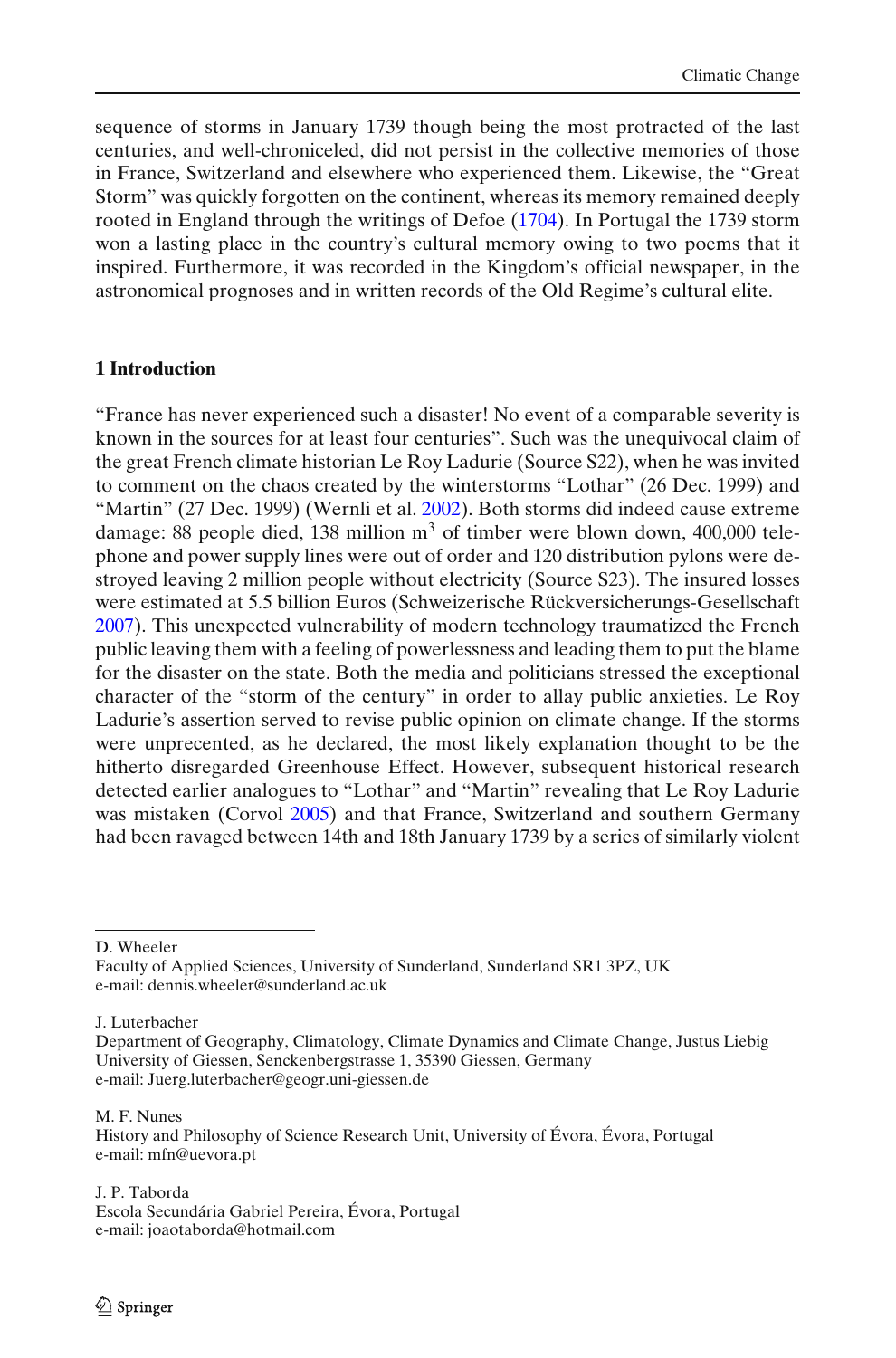sequence of storms in January 1739 though being the most protracted of the last centuries, and well-chroniceled, did not persist in the collective memories of those in France, Switzerland and elsewhere who experienced them. Likewise, the "Great Storm" was quickly forgotten on the continent, whereas its memory remained deeply rooted in England through the writings of Defoe (1704). In Portugal the 1739 storm won a lasting place in the country's cultural memory owing to two poems that it inspired. Furthermore, it was recorded in the Kingdom's official newspaper, in the astronomical prognoses and in written records of the Old Regime's cultural elite.

## 1 Introduction

"France has never experienced such a disaster! No event of a comparable severity is known in the sources for at least four centuries". Such was the unequivocal claim of the great French climate historian Le Roy Ladurie (Source S22), when he was invited to comment on the chaos created by the winterstorms "Lothar" (26 Dec. 1999) and "Martin" (27 Dec. 1999) (Wernli et al. 2002). Both storms did indeed cause extreme damage: 88 people died, 138 million m$^3$ of timber were blown down, 400,000 telephone and power supply lines were out of order and 120 distribution pylons were destroyed leaving 2 million people without electricity (Source S23). The insured losses were estimated at 5.5 billion Euros (Schweizerische Rückversicherungs-Gesellschaft 2007). This unexpected vulnerability of modern technology traumatized the French public leaving them with a feeling of powerlessness and leading them to put the blame for the disaster on the state. Both the media and politicians stressed the exceptional character of the "storm of the century" in order to allay public anxieties. Le Roy Ladurie's assertion served to revise public opinion on climate change. If the storms were unprecented, as he declared, the most likely explanation thought to be the hitherto disregarded Greenhouse Effect. However, subsequent historical research detected earlier analogues to "Lothar" and "Martin" revealing that Le Roy Ladurie was mistaken (Corvol 2005) and that France, Switzerland and southern Germany had been ravaged between 14th and 18th January 1739 by a series of similarly violent

---

D. Wheeler
Faculty of Applied Sciences, University of Sunderland, Sunderland SR1 3PZ, UK
e-mail: dennis.wheeler@sunderland.ac.uk

J. Luterbacher
Department of Geography, Climatology, Climate Dynamics and Climate Change, Justus Liebig University of Giessen, Senckenbergstrasse 1, 35390 Giessen, Germany
e-mail: Juerg.luterbacher@geogr.uni-giessen.de

M. F. Nunes
History and Philosophy of Science Research Unit, University of Évora, Évora, Portugal
e-mail: mfn@uevora.pt

J. P. Taborda
Escola Secundária Gabriel Pereira, Évora, Portugal
e-mail: joaotaborda@hotmail.com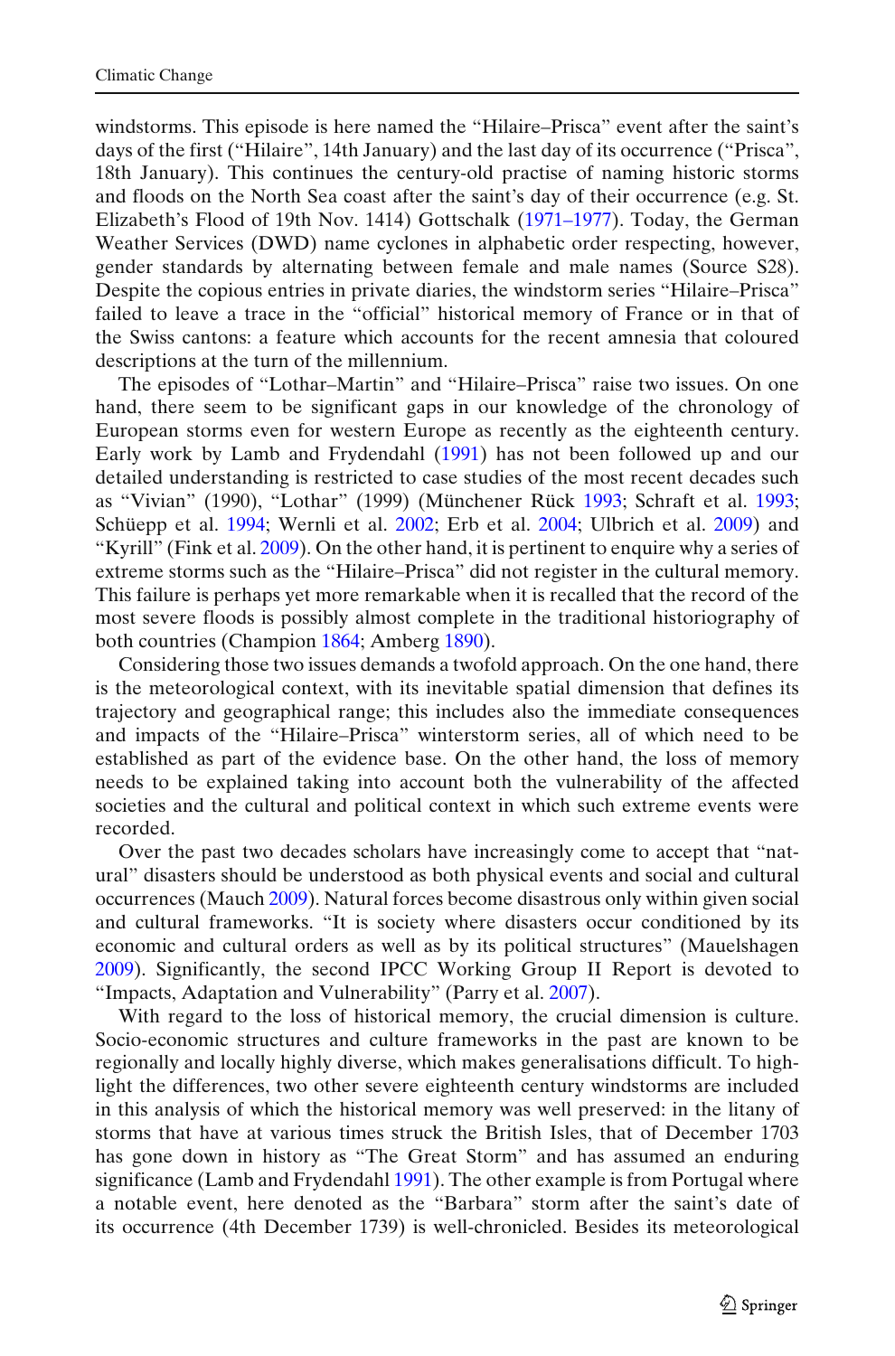windstorms. This episode is here named the "Hilaire–Prisca" event after the saint's days of the first ("Hilaire", 14th January) and the last day of its occurrence ("Prisca", 18th January). This continues the century-old practise of naming historic storms and floods on the North Sea coast after the saint's day of their occurrence (e.g. St. Elizabeth's Flood of 19th Nov. 1414) Gottschalk (1971–1977). Today, the German Weather Services (DWD) name cyclones in alphabetic order respecting, however, gender standards by alternating between female and male names (Source S28). Despite the copious entries in private diaries, the windstorm series "Hilaire–Prisca" failed to leave a trace in the "official" historical memory of France or in that of the Swiss cantons: a feature which accounts for the recent amnesia that coloured descriptions at the turn of the millennium.

The episodes of "Lothar–Martin" and "Hilaire–Prisca" raise two issues. On one hand, there seem to be significant gaps in our knowledge of the chronology of European storms even for western Europe as recently as the eighteenth century. Early work by Lamb and Frydendahl (1991) has not been followed up and our detailed understanding is restricted to case studies of the most recent decades such as "Vivian" (1990), "Lothar" (1999) (Münchener Rück 1993; Schraft et al. 1993; Schüepp et al. 1994; Wernli et al. 2002; Erb et al. 2004; Ulbrich et al. 2009) and "Kyrill" (Fink et al. 2009). On the other hand, it is pertinent to enquire why a series of extreme storms such as the "Hilaire–Prisca" did not register in the cultural memory. This failure is perhaps yet more remarkable when it is recalled that the record of the most severe floods is possibly almost complete in the traditional historiography of both countries (Champion 1864; Amberg 1890).

Considering those two issues demands a twofold approach. On the one hand, there is the meteorological context, with its inevitable spatial dimension that defines its trajectory and geographical range; this includes also the immediate consequences and impacts of the "Hilaire–Prisca" winterstorm series, all of which need to be established as part of the evidence base. On the other hand, the loss of memory needs to be explained taking into account both the vulnerability of the affected societies and the cultural and political context in which such extreme events were recorded.

Over the past two decades scholars have increasingly come to accept that "natural" disasters should be understood as both physical events and social and cultural occurrences (Mauch 2009). Natural forces become disastrous only within given social and cultural frameworks. "It is society where disasters occur conditioned by its economic and cultural orders as well as by its political structures" (Mauelshagen 2009). Significantly, the second IPCC Working Group II Report is devoted to "Impacts, Adaptation and Vulnerability" (Parry et al. 2007).

With regard to the loss of historical memory, the crucial dimension is culture. Socio-economic structures and culture frameworks in the past are known to be regionally and locally highly diverse, which makes generalisations difficult. To highlight the differences, two other severe eighteenth century windstorms are included in this analysis of which the historical memory was well preserved: in the litany of storms that have at various times struck the British Isles, that of December 1703 has gone down in history as "The Great Storm" and has assumed an enduring significance (Lamb and Frydendahl 1991). The other example is from Portugal where a notable event, here denoted as the "Barbara" storm after the saint's date of its occurrence (4th December 1739) is well-chronicled. Besides its meteorological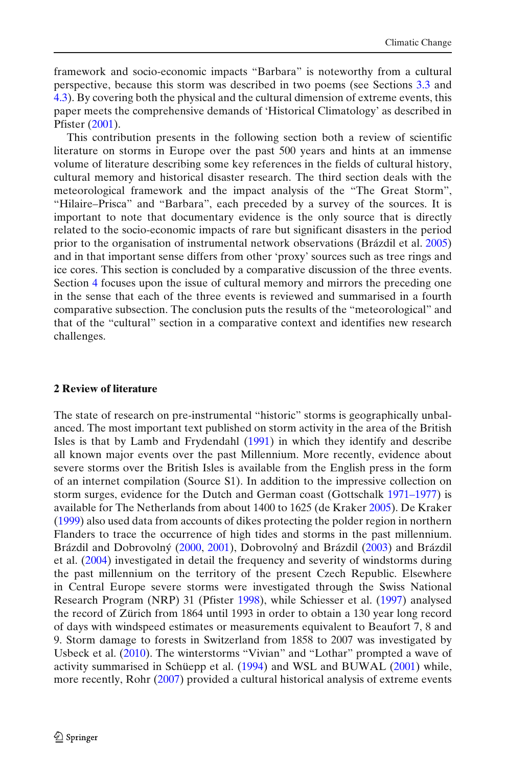framework and socio-economic impacts "Barbara" is noteworthy from a cultural perspective, because this storm was described in two poems (see Sections 3.3 and 4.3). By covering both the physical and the cultural dimension of extreme events, this paper meets the comprehensive demands of 'Historical Climatology' as described in Pfister (2001).

This contribution presents in the following section both a review of scientific literature on storms in Europe over the past 500 years and hints at an immense volume of literature describing some key references in the fields of cultural history, cultural memory and historical disaster research. The third section deals with the meteorological framework and the impact analysis of the "The Great Storm", "Hilaire–Prisca" and "Barbara", each preceded by a survey of the sources. It is important to note that documentary evidence is the only source that is directly related to the socio-economic impacts of rare but significant disasters in the period prior to the organisation of instrumental network observations (Brázdil et al. 2005) and in that important sense differs from other 'proxy' sources such as tree rings and ice cores. This section is concluded by a comparative discussion of the three events. Section 4 focuses upon the issue of cultural memory and mirrors the preceding one in the sense that each of the three events is reviewed and summarised in a fourth comparative subsection. The conclusion puts the results of the "meteorological" and that of the "cultural" section in a comparative context and identifies new research challenges.

## 2 Review of literature

The state of research on pre-instrumental "historic" storms is geographically unbalanced. The most important text published on storm activity in the area of the British Isles is that by Lamb and Frydendahl (1991) in which they identify and describe all known major events over the past Millennium. More recently, evidence about severe storms over the British Isles is available from the English press in the form of an internet compilation (Source S1). In addition to the impressive collection on storm surges, evidence for the Dutch and German coast (Gottschalk 1971–1977) is available for The Netherlands from about 1400 to 1625 (de Kraker 2005). De Kraker (1999) also used data from accounts of dikes protecting the polder region in northern Flanders to trace the occurrence of high tides and storms in the past millennium. Brázdil and Dobrovolný (2000, 2001), Dobrovolný and Brázdil (2003) and Brázdil et al. (2004) investigated in detail the frequency and severity of windstorms during the past millennium on the territory of the present Czech Republic. Elsewhere in Central Europe severe storms were investigated through the Swiss National Research Program (NRP) 31 (Pfister 1998), while Schiesser et al. (1997) analysed the record of Zürich from 1864 until 1993 in order to obtain a 130 year long record of days with windspeed estimates or measurements equivalent to Beaufort 7, 8 and 9. Storm damage to forests in Switzerland from 1858 to 2007 was investigated by Usbeck et al. (2010). The winterstorms "Vivian" and "Lothar" prompted a wave of activity summarised in Schüepp et al. (1994) and WSL and BUWAL (2001) while, more recently, Rohr (2007) provided a cultural historical analysis of extreme events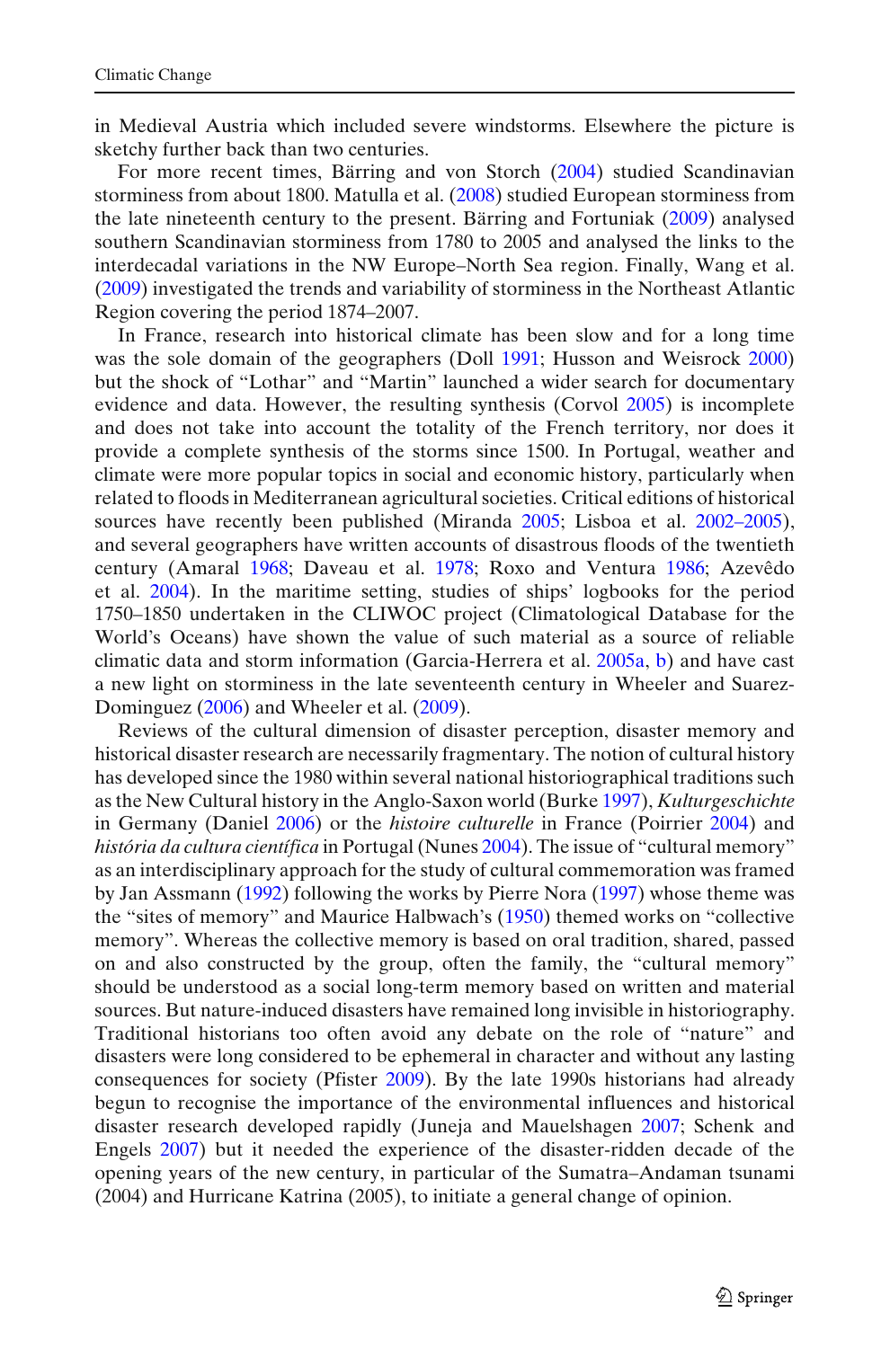in Medieval Austria which included severe windstorms. Elsewhere the picture is sketchy further back than two centuries.

For more recent times, Bärring and von Storch (2004) studied Scandinavian storminess from about 1800. Matulla et al. (2008) studied European storminess from the late nineteenth century to the present. Bärring and Fortuniak (2009) analysed southern Scandinavian storminess from 1780 to 2005 and analysed the links to the interdecadal variations in the NW Europe–North Sea region. Finally, Wang et al. (2009) investigated the trends and variability of storminess in the Northeast Atlantic Region covering the period 1874–2007.

In France, research into historical climate has been slow and for a long time was the sole domain of the geographers (Doll 1991; Husson and Weisrock 2000) but the shock of "Lothar" and "Martin" launched a wider search for documentary evidence and data. However, the resulting synthesis (Corvol 2005) is incomplete and does not take into account the totality of the French territory, nor does it provide a complete synthesis of the storms since 1500. In Portugal, weather and climate were more popular topics in social and economic history, particularly when related to floods in Mediterranean agricultural societies. Critical editions of historical sources have recently been published (Miranda 2005; Lisboa et al. 2002–2005), and several geographers have written accounts of disastrous floods of the twentieth century (Amaral 1968; Daveau et al. 1978; Roxo and Ventura 1986; Azevêdo et al. 2004). In the maritime setting, studies of ships' logbooks for the period 1750–1850 undertaken in the CLIWOC project (Climatological Database for the World's Oceans) have shown the value of such material as a source of reliable climatic data and storm information (Garcia-Herrera et al. 2005a, b) and have cast a new light on storminess in the late seventeenth century in Wheeler and Suarez-Dominguez (2006) and Wheeler et al. (2009).

Reviews of the cultural dimension of disaster perception, disaster memory and historical disaster research are necessarily fragmentary. The notion of cultural history has developed since the 1980 within several national historiographical traditions such as the New Cultural history in the Anglo-Saxon world (Burke 1997), *Kulturgeschichte* in Germany (Daniel 2006) or the *histoire culturelle* in France (Poirrier 2004) and *história da cultura científica* in Portugal (Nunes 2004). The issue of "cultural memory" as an interdisciplinary approach for the study of cultural commemoration was framed by Jan Assmann (1992) following the works by Pierre Nora (1997) whose theme was the "sites of memory" and Maurice Halbwach's (1950) themed works on "collective memory". Whereas the collective memory is based on oral tradition, shared, passed on and also constructed by the group, often the family, the "cultural memory" should be understood as a social long-term memory based on written and material sources. But nature-induced disasters have remained long invisible in historiography. Traditional historians too often avoid any debate on the role of "nature" and disasters were long considered to be ephemeral in character and without any lasting consequences for society (Pfister 2009). By the late 1990s historians had already begun to recognise the importance of the environmental influences and historical disaster research developed rapidly (Juneja and Mauelshagen 2007; Schenk and Engels 2007) but it needed the experience of the disaster-ridden decade of the opening years of the new century, in particular of the Sumatra–Andaman tsunami (2004) and Hurricane Katrina (2005), to initiate a general change of opinion.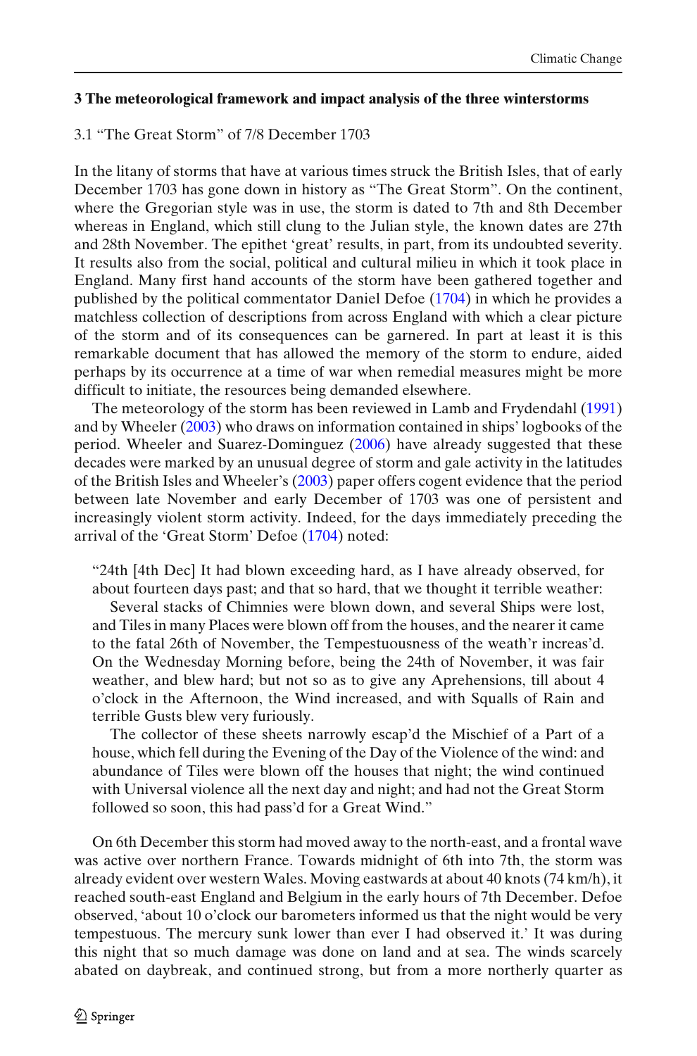## 3 The meteorological framework and impact analysis of the three winterstorms

### 3.1 "The Great Storm" of 7/8 December 1703

In the litany of storms that have at various times struck the British Isles, that of early December 1703 has gone down in history as "The Great Storm". On the continent, where the Gregorian style was in use, the storm is dated to 7th and 8th December whereas in England, which still clung to the Julian style, the known dates are 27th and 28th November. The epithet 'great' results, in part, from its undoubted severity. It results also from the social, political and cultural milieu in which it took place in England. Many first hand accounts of the storm have been gathered together and published by the political commentator Daniel Defoe (1704) in which he provides a matchless collection of descriptions from across England with which a clear picture of the storm and of its consequences can be garnered. In part at least it is this remarkable document that has allowed the memory of the storm to endure, aided perhaps by its occurrence at a time of war when remedial measures might be more difficult to initiate, the resources being demanded elsewhere.

The meteorology of the storm has been reviewed in Lamb and Frydendahl (1991) and by Wheeler (2003) who draws on information contained in ships' logbooks of the period. Wheeler and Suarez-Dominguez (2006) have already suggested that these decades were marked by an unusual degree of storm and gale activity in the latitudes of the British Isles and Wheeler's (2003) paper offers cogent evidence that the period between late November and early December of 1703 was one of persistent and increasingly violent storm activity. Indeed, for the days immediately preceding the arrival of the 'Great Storm' Defoe (1704) noted:

> "24th [4th Dec] It had blown exceeding hard, as I have already observed, for about fourteen days past; and that so hard, that we thought it terrible weather:
>
> Several stacks of Chimnies were blown down, and several Ships were lost, and Tiles in many Places were blown off from the houses, and the nearer it came to the fatal 26th of November, the Tempestuousness of the weath'r increas'd. On the Wednesday Morning before, being the 24th of November, it was fair weather, and blew hard; but not so as to give any Aprehensions, till about 4 o'clock in the Afternoon, the Wind increased, and with Squalls of Rain and terrible Gusts blew very furiously.
>
> The collector of these sheets narrowly escap'd the Mischief of a Part of a house, which fell during the Evening of the Day of the Violence of the wind: and abundance of Tiles were blown off the houses that night; the wind continued with Universal violence all the next day and night; and had not the Great Storm followed so soon, this had pass'd for a Great Wind."

On 6th December this storm had moved away to the north-east, and a frontal wave was active over northern France. Towards midnight of 6th into 7th, the storm was already evident over western Wales. Moving eastwards at about 40 knots (74 km/h), it reached south-east England and Belgium in the early hours of 7th December. Defoe observed, 'about 10 o'clock our barometers informed us that the night would be very tempestuous. The mercury sunk lower than ever I had observed it.' It was during this night that so much damage was done on land and at sea. The winds scarcely abated on daybreak, and continued strong, but from a more northerly quarter as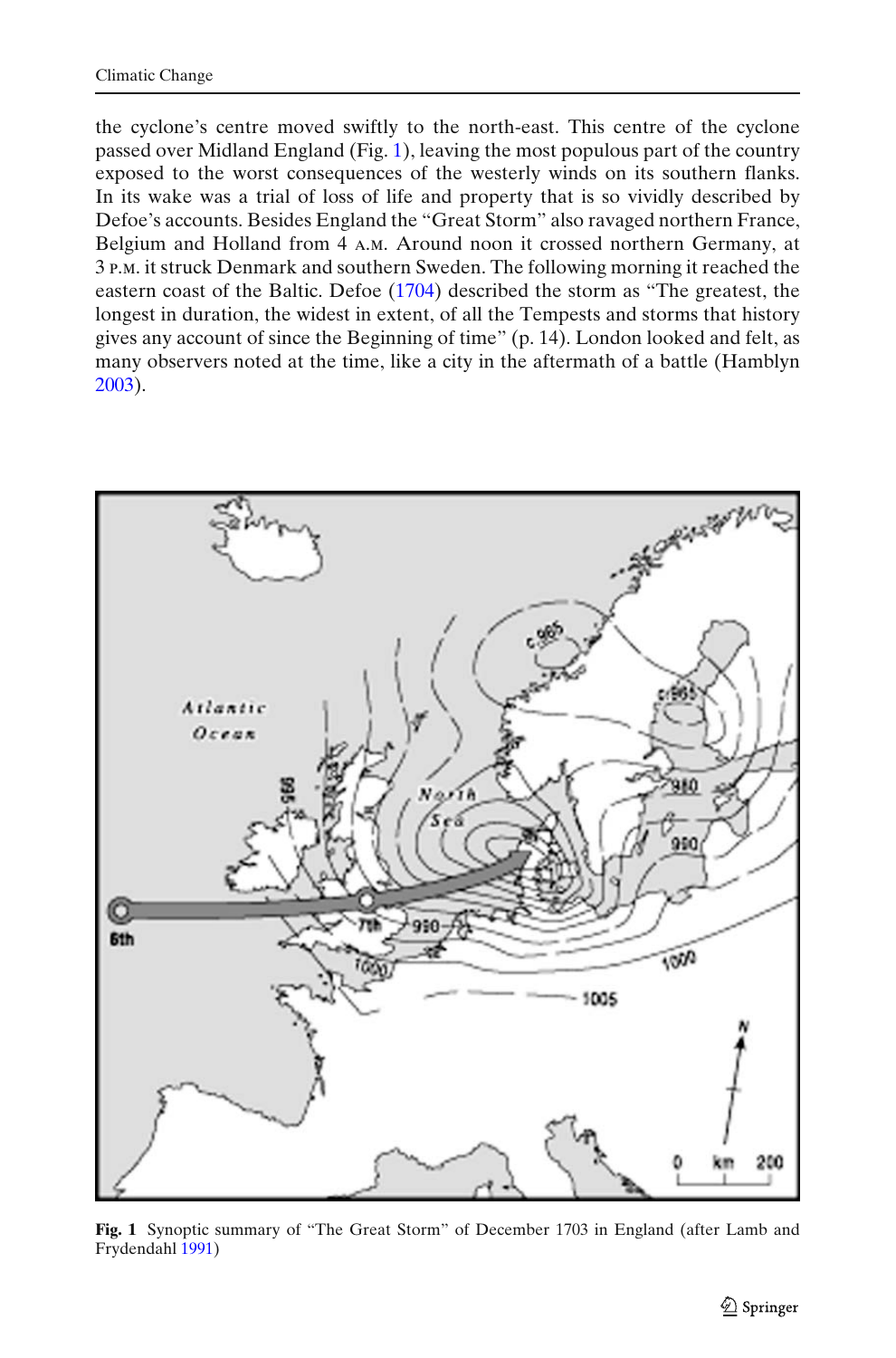the cyclone's centre moved swiftly to the north-east. This centre of the cyclone passed over Midland England (Fig. 1), leaving the most populous part of the country exposed to the worst consequences of the westerly winds on its southern flanks. In its wake was a trial of loss of life and property that is so vividly described by Defoe's accounts. Besides England the "Great Storm" also ravaged northern France, Belgium and Holland from 4 A.M. Around noon it crossed northern Germany, at 3 P.M. it struck Denmark and southern Sweden. The following morning it reached the eastern coast of the Baltic. Defoe (1704) described the storm as "The greatest, the longest in duration, the widest in extent, of all the Tempests and storms that history gives any account of since the Beginning of time" (p. 14). London looked and felt, as many observers noted at the time, like a city in the aftermath of a battle (Hamblyn 2003).

**Fig. 1** Synoptic summary of "The Great Storm" of December 1703 in England (after Lamb and Frydendahl 1991)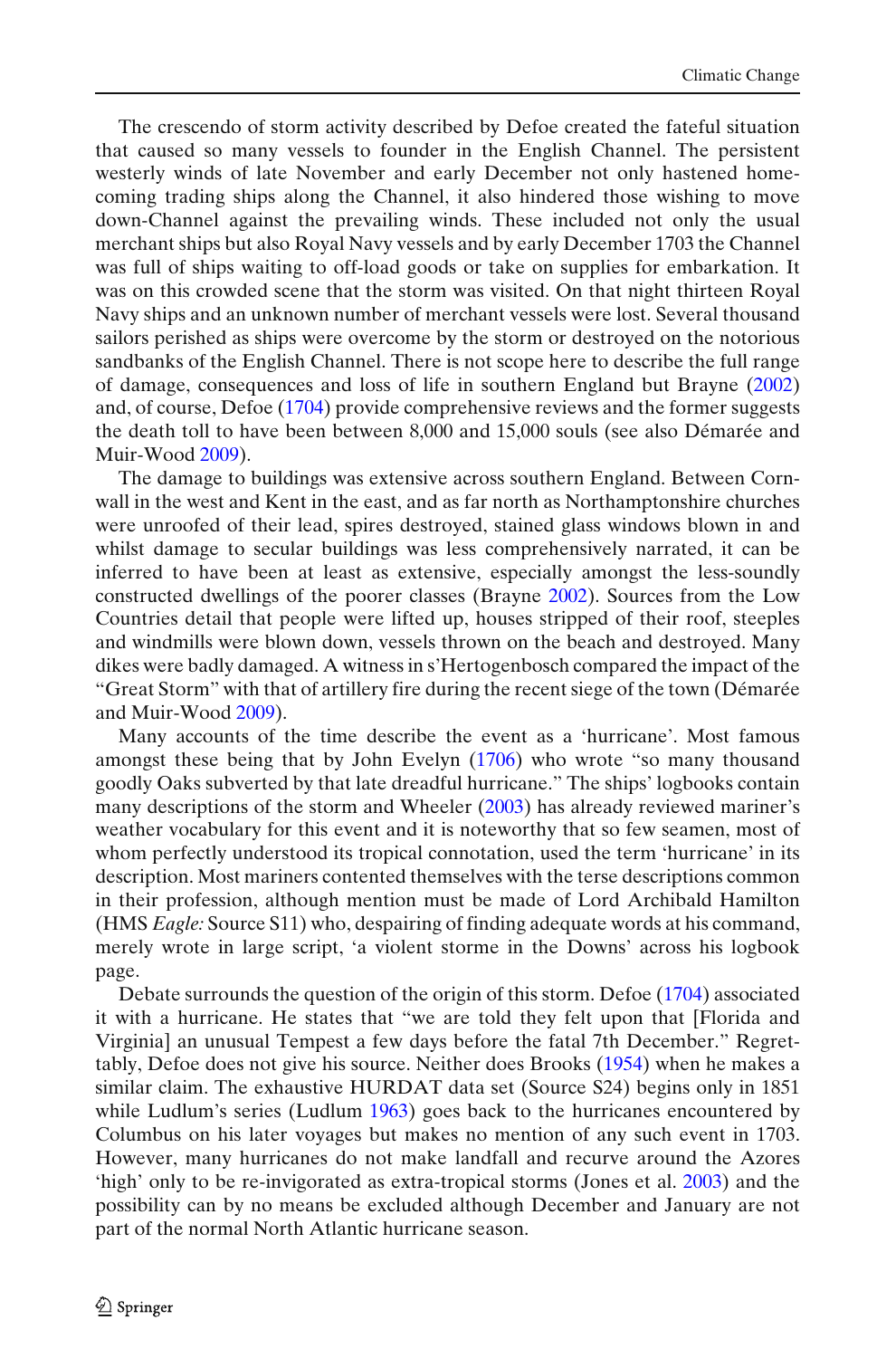The crescendo of storm activity described by Defoe created the fateful situation that caused so many vessels to founder in the English Channel. The persistent westerly winds of late November and early December not only hastened homecoming trading ships along the Channel, it also hindered those wishing to move down-Channel against the prevailing winds. These included not only the usual merchant ships but also Royal Navy vessels and by early December 1703 the Channel was full of ships waiting to off-load goods or take on supplies for embarkation. It was on this crowded scene that the storm was visited. On that night thirteen Royal Navy ships and an unknown number of merchant vessels were lost. Several thousand sailors perished as ships were overcome by the storm or destroyed on the notorious sandbanks of the English Channel. There is not scope here to describe the full range of damage, consequences and loss of life in southern England but Brayne (2002) and, of course, Defoe (1704) provide comprehensive reviews and the former suggests the death toll to have been between 8,000 and 15,000 souls (see also Démarée and Muir-Wood 2009).

The damage to buildings was extensive across southern England. Between Cornwall in the west and Kent in the east, and as far north as Northamptonshire churches were unroofed of their lead, spires destroyed, stained glass windows blown in and whilst damage to secular buildings was less comprehensively narrated, it can be inferred to have been at least as extensive, especially amongst the less-soundly constructed dwellings of the poorer classes (Brayne 2002). Sources from the Low Countries detail that people were lifted up, houses stripped of their roof, steeples and windmills were blown down, vessels thrown on the beach and destroyed. Many dikes were badly damaged. A witness in s'Hertogenbosch compared the impact of the "Great Storm" with that of artillery fire during the recent siege of the town (Démarée and Muir-Wood 2009).

Many accounts of the time describe the event as a 'hurricane'. Most famous amongst these being that by John Evelyn (1706) who wrote "so many thousand goodly Oaks subverted by that late dreadful hurricane." The ships' logbooks contain many descriptions of the storm and Wheeler (2003) has already reviewed mariner's weather vocabulary for this event and it is noteworthy that so few seamen, most of whom perfectly understood its tropical connotation, used the term 'hurricane' in its description. Most mariners contented themselves with the terse descriptions common in their profession, although mention must be made of Lord Archibald Hamilton (HMS *Eagle:* Source S11) who, despairing of finding adequate words at his command, merely wrote in large script, 'a violent storme in the Downs' across his logbook page.

Debate surrounds the question of the origin of this storm. Defoe (1704) associated it with a hurricane. He states that "we are told they felt upon that [Florida and Virginia] an unusual Tempest a few days before the fatal 7th December." Regrettably, Defoe does not give his source. Neither does Brooks (1954) when he makes a similar claim. The exhaustive HURDAT data set (Source S24) begins only in 1851 while Ludlum's series (Ludlum 1963) goes back to the hurricanes encountered by Columbus on his later voyages but makes no mention of any such event in 1703. However, many hurricanes do not make landfall and recurve around the Azores 'high' only to be re-invigorated as extra-tropical storms (Jones et al. 2003) and the possibility can by no means be excluded although December and January are not part of the normal North Atlantic hurricane season.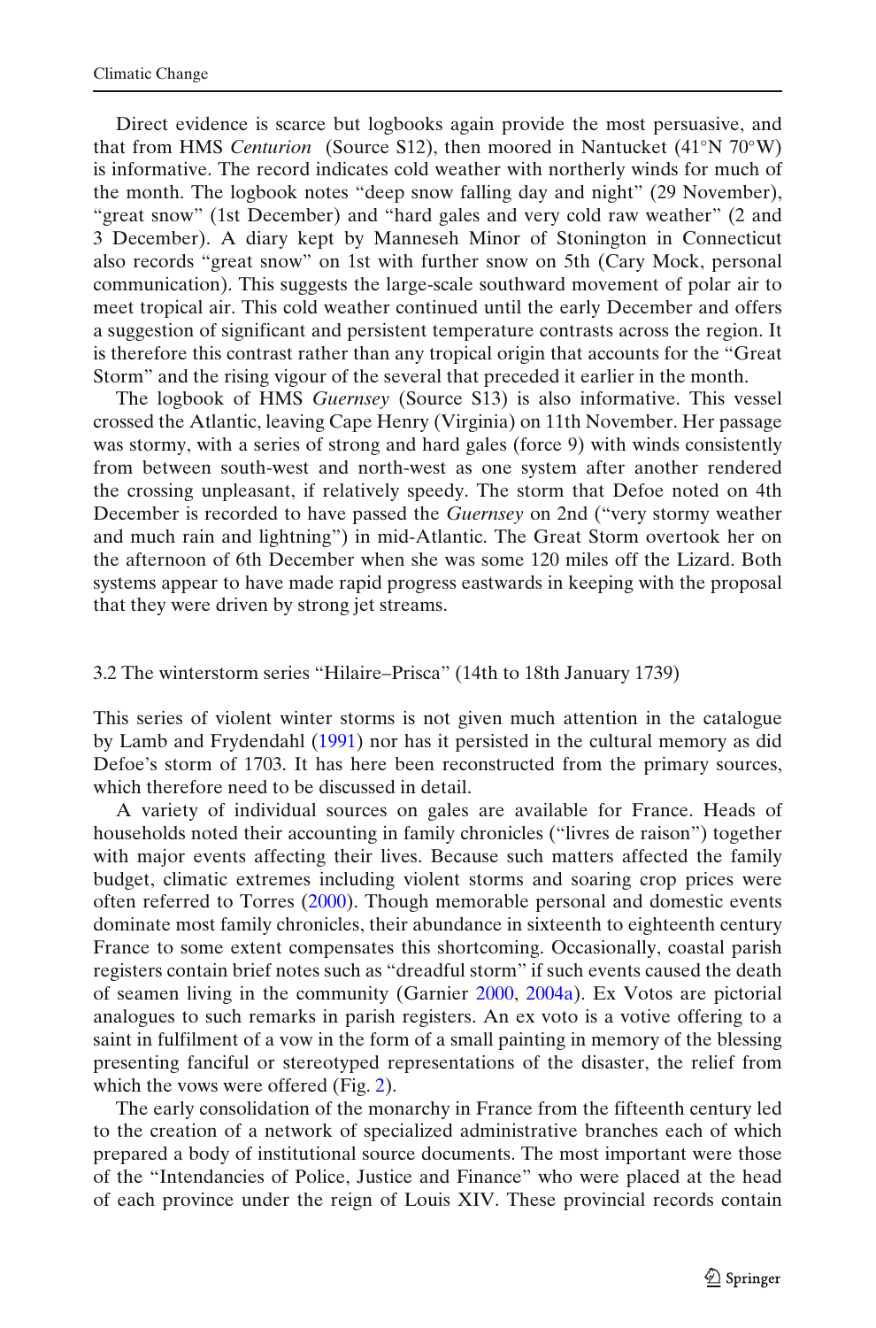Direct evidence is scarce but logbooks again provide the most persuasive, and that from HMS *Centurion* (Source S12), then moored in Nantucket (41°N 70°W) is informative. The record indicates cold weather with northerly winds for much of the month. The logbook notes "deep snow falling day and night" (29 November), "great snow" (1st December) and "hard gales and very cold raw weather" (2 and 3 December). A diary kept by Manneseh Minor of Stonington in Connecticut also records "great snow" on 1st with further snow on 5th (Cary Mock, personal communication). This suggests the large-scale southward movement of polar air to meet tropical air. This cold weather continued until the early December and offers a suggestion of significant and persistent temperature contrasts across the region. It is therefore this contrast rather than any tropical origin that accounts for the "Great Storm" and the rising vigour of the several that preceded it earlier in the month.

The logbook of HMS *Guernsey* (Source S13) is also informative. This vessel crossed the Atlantic, leaving Cape Henry (Virginia) on 11th November. Her passage was stormy, with a series of strong and hard gales (force 9) with winds consistently from between south-west and north-west as one system after another rendered the crossing unpleasant, if relatively speedy. The storm that Defoe noted on 4th December is recorded to have passed the *Guernsey* on 2nd ("very stormy weather and much rain and lightning") in mid-Atlantic. The Great Storm overtook her on the afternoon of 6th December when she was some 120 miles off the Lizard. Both systems appear to have made rapid progress eastwards in keeping with the proposal that they were driven by strong jet streams.

### 3.2 The winterstorm series "Hilaire–Prisca" (14th to 18th January 1739)

This series of violent winter storms is not given much attention in the catalogue by Lamb and Frydendahl (1991) nor has it persisted in the cultural memory as did Defoe's storm of 1703. It has here been reconstructed from the primary sources, which therefore need to be discussed in detail.

A variety of individual sources on gales are available for France. Heads of households noted their accounting in family chronicles ("livres de raison") together with major events affecting their lives. Because such matters affected the family budget, climatic extremes including violent storms and soaring crop prices were often referred to Torres (2000). Though memorable personal and domestic events dominate most family chronicles, their abundance in sixteenth to eighteenth century France to some extent compensates this shortcoming. Occasionally, coastal parish registers contain brief notes such as "dreadful storm" if such events caused the death of seamen living in the community (Garnier 2000, 2004a). Ex Votos are pictorial analogues to such remarks in parish registers. An ex voto is a votive offering to a saint in fulfilment of a vow in the form of a small painting in memory of the blessing presenting fanciful or stereotyped representations of the disaster, the relief from which the vows were offered (Fig. 2).

The early consolidation of the monarchy in France from the fifteenth century led to the creation of a network of specialized administrative branches each of which prepared a body of institutional source documents. The most important were those of the "Intendancies of Police, Justice and Finance" who were placed at the head of each province under the reign of Louis XIV. These provincial records contain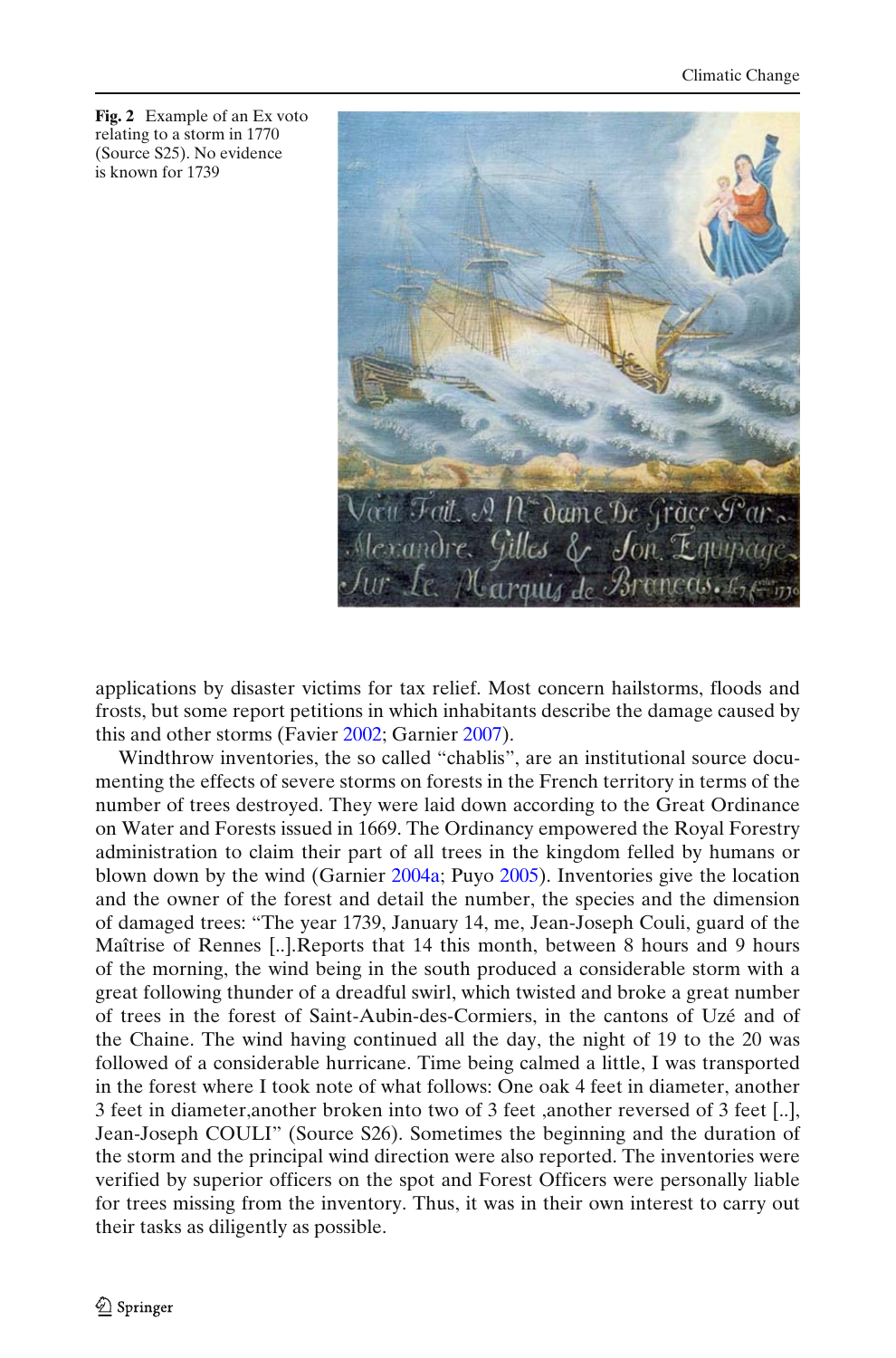**Fig. 2** Example of an Ex voto relating to a storm in 1770 (Source S25). No evidence is known for 1739

applications by disaster victims for tax relief. Most concern hailstorms, floods and frosts, but some report petitions in which inhabitants describe the damage caused by this and other storms (Favier 2002; Garnier 2007).

Windthrow inventories, the so called "chablis", are an institutional source documenting the effects of severe storms on forests in the French territory in terms of the number of trees destroyed. They were laid down according to the Great Ordinance on Water and Forests issued in 1669. The Ordinancy empowered the Royal Forestry administration to claim their part of all trees in the kingdom felled by humans or blown down by the wind (Garnier 2004a; Puyo 2005). Inventories give the location and the owner of the forest and detail the number, the species and the dimension of damaged trees: "The year 1739, January 14, me, Jean-Joseph Couli, guard of the Maîtrise of Rennes [..].Reports that 14 this month, between 8 hours and 9 hours of the morning, the wind being in the south produced a considerable storm with a great following thunder of a dreadful swirl, which twisted and broke a great number of trees in the forest of Saint-Aubin-des-Cormiers, in the cantons of Uzé and of the Chaine. The wind having continued all the day, the night of 19 to the 20 was followed of a considerable hurricane. Time being calmed a little, I was transported in the forest where I took note of what follows: One oak 4 feet in diameter, another 3 feet in diameter,another broken into two of 3 feet ,another reversed of 3 feet [..], Jean-Joseph COULI" (Source S26). Sometimes the beginning and the duration of the storm and the principal wind direction were also reported. The inventories were verified by superior officers on the spot and Forest Officers were personally liable for trees missing from the inventory. Thus, it was in their own interest to carry out their tasks as diligently as possible.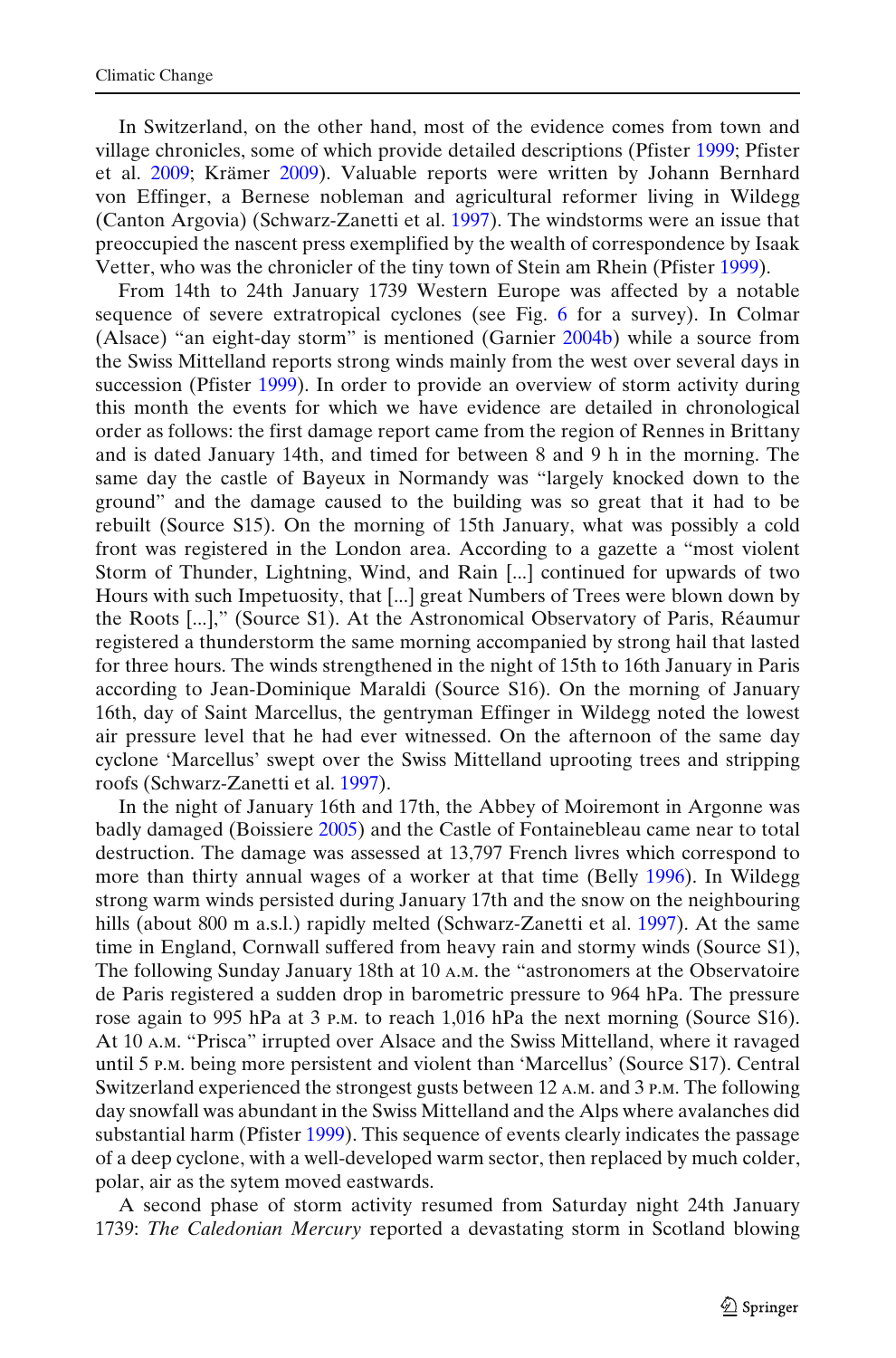In Switzerland, on the other hand, most of the evidence comes from town and village chronicles, some of which provide detailed descriptions (Pfister 1999; Pfister et al. 2009; Krämer 2009). Valuable reports were written by Johann Bernhard von Effinger, a Bernese nobleman and agricultural reformer living in Wildegg (Canton Argovia) (Schwarz-Zanetti et al. 1997). The windstorms were an issue that preoccupied the nascent press exemplified by the wealth of correspondence by Isaak Vetter, who was the chronicler of the tiny town of Stein am Rhein (Pfister 1999).

From 14th to 24th January 1739 Western Europe was affected by a notable sequence of severe extratropical cyclones (see Fig. 6 for a survey). In Colmar (Alsace) "an eight-day storm" is mentioned (Garnier 2004b) while a source from the Swiss Mittelland reports strong winds mainly from the west over several days in succession (Pfister 1999). In order to provide an overview of storm activity during this month the events for which we have evidence are detailed in chronological order as follows: the first damage report came from the region of Rennes in Brittany and is dated January 14th, and timed for between 8 and 9 h in the morning. The same day the castle of Bayeux in Normandy was "largely knocked down to the ground" and the damage caused to the building was so great that it had to be rebuilt (Source S15). On the morning of 15th January, what was possibly a cold front was registered in the London area. According to a gazette a "most violent Storm of Thunder, Lightning, Wind, and Rain [...] continued for upwards of two Hours with such Impetuosity, that [...] great Numbers of Trees were blown down by the Roots [...]," (Source S1). At the Astronomical Observatory of Paris, Réaumur registered a thunderstorm the same morning accompanied by strong hail that lasted for three hours. The winds strengthened in the night of 15th to 16th January in Paris according to Jean-Dominique Maraldi (Source S16). On the morning of January 16th, day of Saint Marcellus, the gentryman Effinger in Wildegg noted the lowest air pressure level that he had ever witnessed. On the afternoon of the same day cyclone 'Marcellus' swept over the Swiss Mittelland uprooting trees and stripping roofs (Schwarz-Zanetti et al. 1997).

In the night of January 16th and 17th, the Abbey of Moiremont in Argonne was badly damaged (Boissiere 2005) and the Castle of Fontainebleau came near to total destruction. The damage was assessed at 13,797 French livres which correspond to more than thirty annual wages of a worker at that time (Belly 1996). In Wildegg strong warm winds persisted during January 17th and the snow on the neighbouring hills (about 800 m a.s.l.) rapidly melted (Schwarz-Zanetti et al. 1997). At the same time in England, Cornwall suffered from heavy rain and stormy winds (Source S1), The following Sunday January 18th at 10 A.M. the "astronomers at the Observatoire de Paris registered a sudden drop in barometric pressure to 964 hPa. The pressure rose again to 995 hPa at 3 P.M. to reach 1,016 hPa the next morning (Source S16). At 10 A.M. "Prisca" irrupted over Alsace and the Swiss Mittelland, where it ravaged until 5 P.M. being more persistent and violent than 'Marcellus' (Source S17). Central Switzerland experienced the strongest gusts between 12 A.M. and 3 P.M. The following day snowfall was abundant in the Swiss Mittelland and the Alps where avalanches did substantial harm (Pfister 1999). This sequence of events clearly indicates the passage of a deep cyclone, with a well-developed warm sector, then replaced by much colder, polar, air as the sytem moved eastwards.

A second phase of storm activity resumed from Saturday night 24th January 1739: *The Caledonian Mercury* reported a devastating storm in Scotland blowing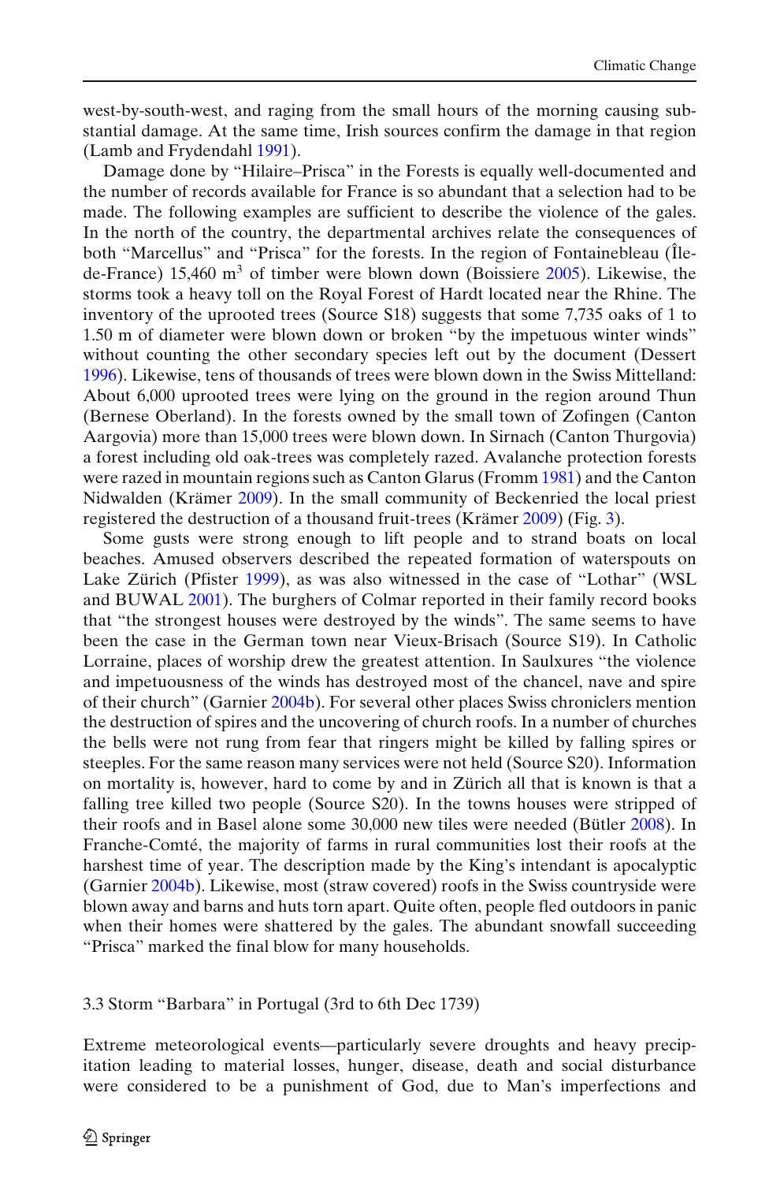west-by-south-west, and raging from the small hours of the morning causing substantial damage. At the same time, Irish sources confirm the damage in that region (Lamb and Frydendahl 1991).

Damage done by "Hilaire–Prisca" in the Forests is equally well-documented and the number of records available for France is so abundant that a selection had to be made. The following examples are sufficient to describe the violence of the gales. In the north of the country, the departmental archives relate the consequences of both "Marcellus" and "Prisca" for the forests. In the region of Fontainebleau (Île-de-France) 15,460 m$^3$ of timber were blown down (Boissiere 2005). Likewise, the storms took a heavy toll on the Royal Forest of Hardt located near the Rhine. The inventory of the uprooted trees (Source S18) suggests that some 7,735 oaks of 1 to 1.50 m of diameter were blown down or broken "by the impetuous winter winds" without counting the other secondary species left out by the document (Dessert 1996). Likewise, tens of thousands of trees were blown down in the Swiss Mittelland: About 6,000 uprooted trees were lying on the ground in the region around Thun (Bernese Oberland). In the forests owned by the small town of Zofingen (Canton Aargovia) more than 15,000 trees were blown down. In Sirnach (Canton Thurgovia) a forest including old oak-trees was completely razed. Avalanche protection forests were razed in mountain regions such as Canton Glarus (Fromm 1981) and the Canton Nidwalden (Krämer 2009). In the small community of Beckenried the local priest registered the destruction of a thousand fruit-trees (Krämer 2009) (Fig. 3).

Some gusts were strong enough to lift people and to strand boats on local beaches. Amused observers described the repeated formation of waterspouts on Lake Zürich (Pfister 1999), as was also witnessed in the case of "Lothar" (WSL and BUWAL 2001). The burghers of Colmar reported in their family record books that "the strongest houses were destroyed by the winds". The same seems to have been the case in the German town near Vieux-Brisach (Source S19). In Catholic Lorraine, places of worship drew the greatest attention. In Saulxures "the violence and impetuousness of the winds has destroyed most of the chancel, nave and spire of their church" (Garnier 2004b). For several other places Swiss chroniclers mention the destruction of spires and the uncovering of church roofs. In a number of churches the bells were not rung from fear that ringers might be killed by falling spires or steeples. For the same reason many services were not held (Source S20). Information on mortality is, however, hard to come by and in Zürich all that is known is that a falling tree killed two people (Source S20). In the towns houses were stripped of their roofs and in Basel alone some 30,000 new tiles were needed (Bütler 2008). In Franche-Comté, the majority of farms in rural communities lost their roofs at the harshest time of year. The description made by the King's intendant is apocalyptic (Garnier 2004b). Likewise, most (straw covered) roofs in the Swiss countryside were blown away and barns and huts torn apart. Quite often, people fled outdoors in panic when their homes were shattered by the gales. The abundant snowfall succeeding "Prisca" marked the final blow for many households.

### 3.3 Storm "Barbara" in Portugal (3rd to 6th Dec 1739)

Extreme meteorological events—particularly severe droughts and heavy precipitation leading to material losses, hunger, disease, death and social disturbance were considered to be a punishment of God, due to Man's imperfections and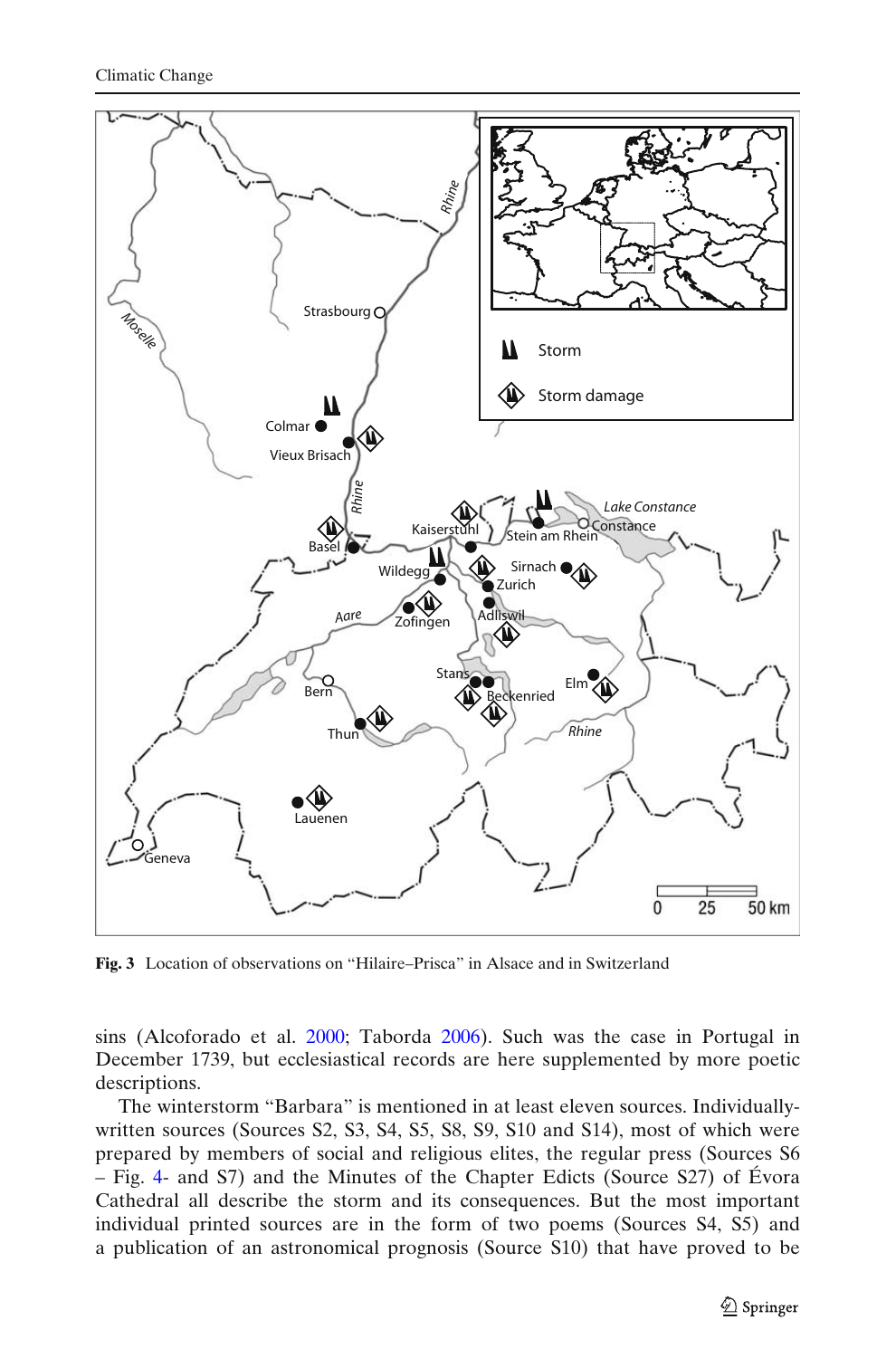**Fig. 3** Location of observations on "Hilaire–Prisca" in Alsace and in Switzerland

sins (Alcoforado et al. 2000; Taborda 2006). Such was the case in Portugal in December 1739, but ecclesiastical records are here supplemented by more poetic descriptions.

The winterstorm "Barbara" is mentioned in at least eleven sources. Individually-written sources (Sources S2, S3, S4, S5, S8, S9, S10 and S14), most of which were prepared by members of social and religious elites, the regular press (Sources S6 – Fig. 4- and S7) and the Minutes of the Chapter Edicts (Source S27) of Évora Cathedral all describe the storm and its consequences. But the most important individual printed sources are in the form of two poems (Sources S4, S5) and a publication of an astronomical prognosis (Source S10) that have proved to be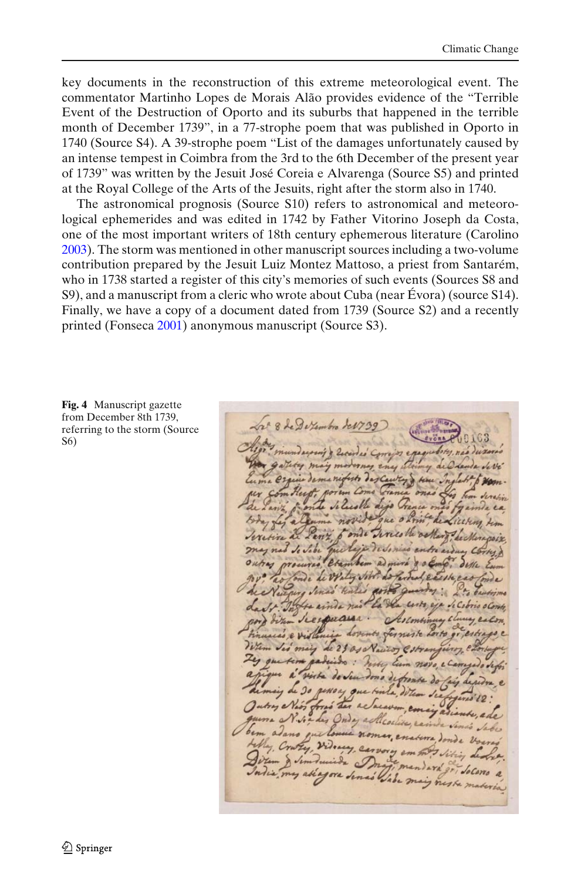key documents in the reconstruction of this extreme meteorological event. The commentator Martinho Lopes de Morais Alão provides evidence of the "Terrible Event of the Destruction of Oporto and its suburbs that happened in the terrible month of December 1739", in a 77-strophe poem that was published in Oporto in 1740 (Source S4). A 39-strophe poem "List of the damages unfortunately caused by an intense tempest in Coimbra from the 3rd to the 6th December of the present year of 1739" was written by the Jesuit José Coreia e Alvarenga (Source S5) and printed at the Royal College of the Arts of the Jesuits, right after the storm also in 1740.

The astronomical prognosis (Source S10) refers to astronomical and meteorological ephemerides and was edited in 1742 by Father Vitorino Joseph da Costa, one of the most important writers of 18th century ephemerous literature (Carolino 2003). The storm was mentioned in other manuscript sources including a two-volume contribution prepared by the Jesuit Luiz Montez Mattoso, a priest from Santarém, who in 1738 started a register of this city's memories of such events (Sources S8 and S9), and a manuscript from a cleric who wrote about Cuba (near Évora) (source S14). Finally, we have a copy of a document dated from 1739 (Source S2) and a recently printed (Fonseca 2001) anonymous manuscript (Source S3).

**Fig. 4** Manuscript gazette from December 8th 1739, referring to the storm (Source S6)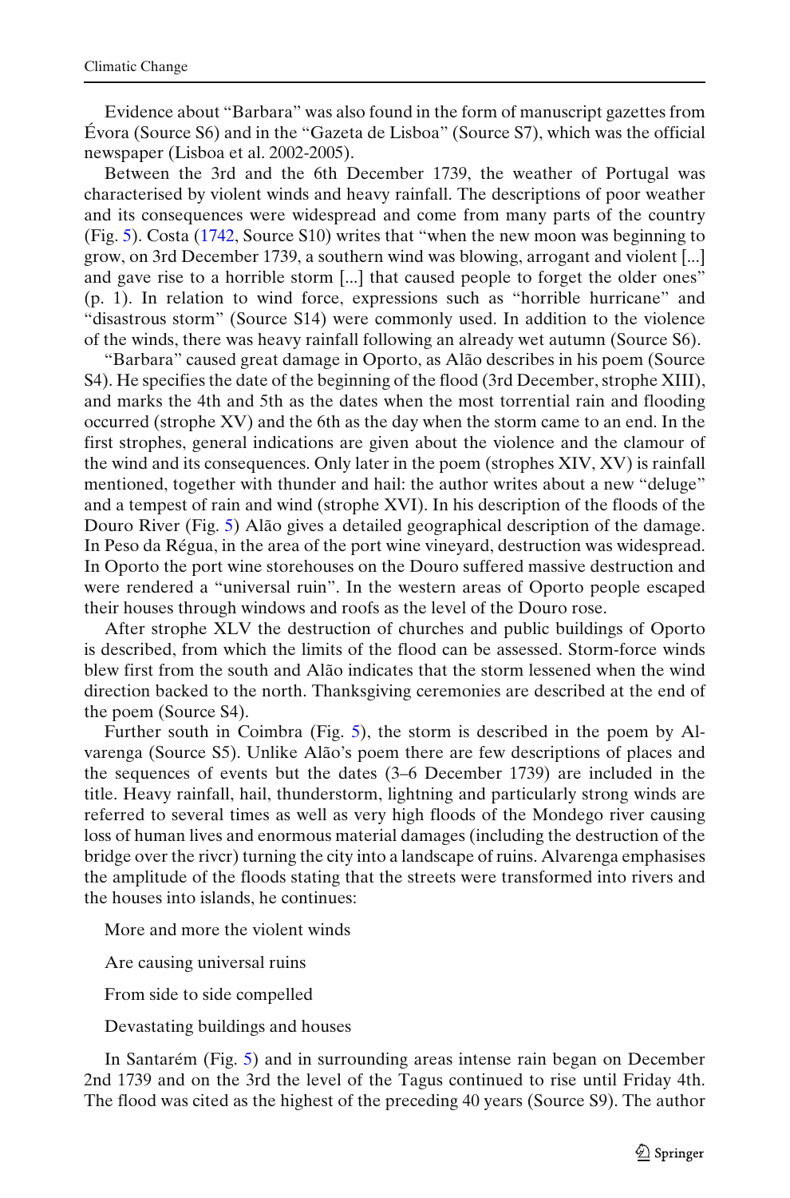Evidence about "Barbara" was also found in the form of manuscript gazettes from Évora (Source S6) and in the "Gazeta de Lisboa" (Source S7), which was the official newspaper (Lisboa et al. 2002-2005).

Between the 3rd and the 6th December 1739, the weather of Portugal was characterised by violent winds and heavy rainfall. The descriptions of poor weather and its consequences were widespread and come from many parts of the country (Fig. 5). Costa (1742, Source S10) writes that "when the new moon was beginning to grow, on 3rd December 1739, a southern wind was blowing, arrogant and violent [...] and gave rise to a horrible storm [...] that caused people to forget the older ones" (p. 1). In relation to wind force, expressions such as "horrible hurricane" and "disastrous storm" (Source S14) were commonly used. In addition to the violence of the winds, there was heavy rainfall following an already wet autumn (Source S6).

"Barbara" caused great damage in Oporto, as Alão describes in his poem (Source S4). He specifies the date of the beginning of the flood (3rd December, strophe XIII), and marks the 4th and 5th as the dates when the most torrential rain and flooding occurred (strophe XV) and the 6th as the day when the storm came to an end. In the first strophes, general indications are given about the violence and the clamour of the wind and its consequences. Only later in the poem (strophes XIV, XV) is rainfall mentioned, together with thunder and hail: the author writes about a new "deluge" and a tempest of rain and wind (strophe XVI). In his description of the floods of the Douro River (Fig. 5) Alão gives a detailed geographical description of the damage. In Peso da Régua, in the area of the port wine vineyard, destruction was widespread. In Oporto the port wine storehouses on the Douro suffered massive destruction and were rendered a "universal ruin". In the western areas of Oporto people escaped their houses through windows and roofs as the level of the Douro rose.

After strophe XLV the destruction of churches and public buildings of Oporto is described, from which the limits of the flood can be assessed. Storm-force winds blew first from the south and Alão indicates that the storm lessened when the wind direction backed to the north. Thanksgiving ceremonies are described at the end of the poem (Source S4).

Further south in Coimbra (Fig. 5), the storm is described in the poem by Alvarenga (Source S5). Unlike Alão's poem there are few descriptions of places and the sequences of events but the dates (3–6 December 1739) are included in the title. Heavy rainfall, hail, thunderstorm, lightning and particularly strong winds are referred to several times as well as very high floods of the Mondego river causing loss of human lives and enormous material damages (including the destruction of the bridge over the rivcr) turning the city into a landscape of ruins. Alvarenga emphasises the amplitude of the floods stating that the streets were transformed into rivers and the houses into islands, he continues:

More and more the violent winds

Are causing universal ruins

From side to side compelled

Devastating buildings and houses

In Santarém (Fig. 5) and in surrounding areas intense rain began on December 2nd 1739 and on the 3rd the level of the Tagus continued to rise until Friday 4th. The flood was cited as the highest of the preceding 40 years (Source S9). The author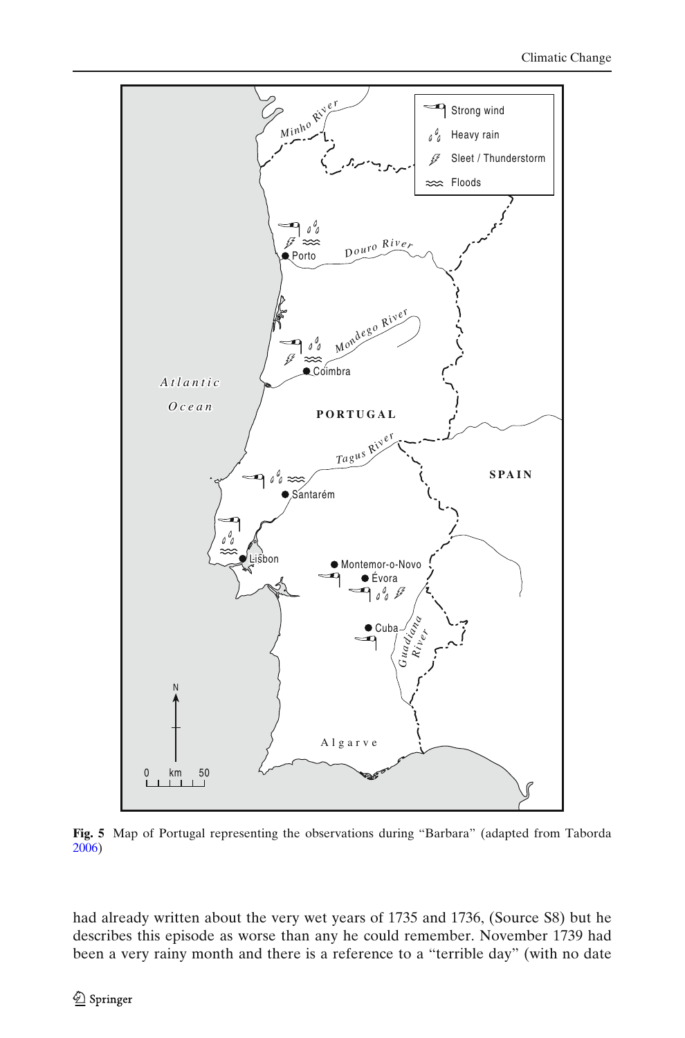Fig. 5 Map of Portugal representing the observations during "Barbara" (adapted from Taborda 2006)

had already written about the very wet years of 1735 and 1736, (Source S8) but he describes this episode as worse than any he could remember. November 1739 had been a very rainy month and there is a reference to a "terrible day" (with no date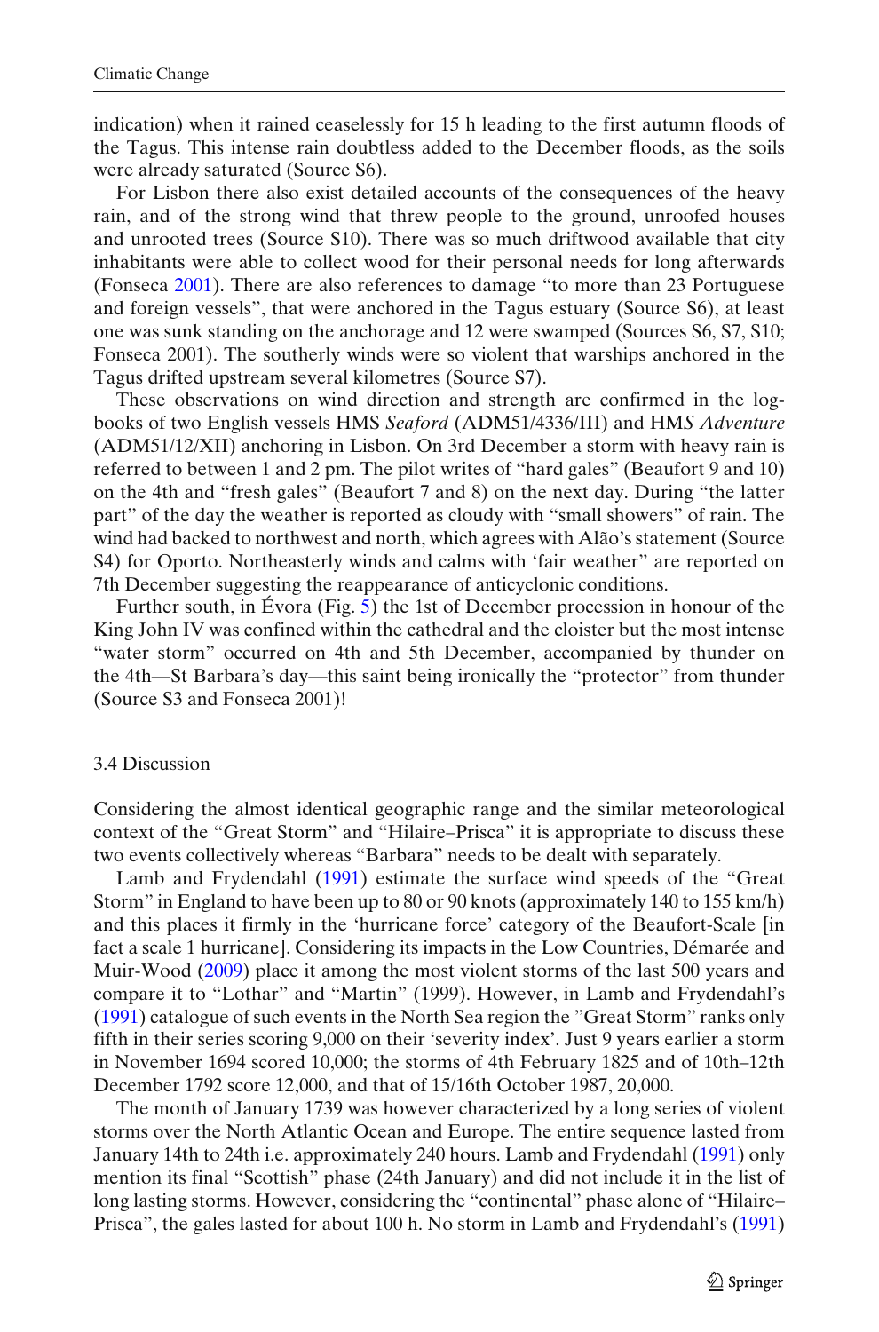indication) when it rained ceaselessly for 15 h leading to the first autumn floods of the Tagus. This intense rain doubtless added to the December floods, as the soils were already saturated (Source S6).

For Lisbon there also exist detailed accounts of the consequences of the heavy rain, and of the strong wind that threw people to the ground, unroofed houses and unrooted trees (Source S10). There was so much driftwood available that city inhabitants were able to collect wood for their personal needs for long afterwards (Fonseca 2001). There are also references to damage "to more than 23 Portuguese and foreign vessels", that were anchored in the Tagus estuary (Source S6), at least one was sunk standing on the anchorage and 12 were swamped (Sources S6, S7, S10; Fonseca 2001). The southerly winds were so violent that warships anchored in the Tagus drifted upstream several kilometres (Source S7).

These observations on wind direction and strength are confirmed in the log-books of two English vessels HMS *Seaford* (ADM51/4336/III) and HM*S Adventure* (ADM51/12/XII) anchoring in Lisbon. On 3rd December a storm with heavy rain is referred to between 1 and 2 pm. The pilot writes of "hard gales" (Beaufort 9 and 10) on the 4th and "fresh gales" (Beaufort 7 and 8) on the next day. During "the latter part" of the day the weather is reported as cloudy with "small showers" of rain. The wind had backed to northwest and north, which agrees with Alão's statement (Source S4) for Oporto. Northeasterly winds and calms with 'fair weather" are reported on 7th December suggesting the reappearance of anticyclonic conditions.

Further south, in Évora (Fig. 5) the 1st of December procession in honour of the King John IV was confined within the cathedral and the cloister but the most intense "water storm" occurred on 4th and 5th December, accompanied by thunder on the 4th—St Barbara's day—this saint being ironically the "protector" from thunder (Source S3 and Fonseca 2001)!

### 3.4 Discussion

Considering the almost identical geographic range and the similar meteorological context of the "Great Storm" and "Hilaire–Prisca" it is appropriate to discuss these two events collectively whereas "Barbara" needs to be dealt with separately.

Lamb and Frydendahl (1991) estimate the surface wind speeds of the "Great Storm" in England to have been up to 80 or 90 knots (approximately 140 to 155 km/h) and this places it firmly in the 'hurricane force' category of the Beaufort-Scale [in fact a scale 1 hurricane]. Considering its impacts in the Low Countries, Démarée and Muir-Wood (2009) place it among the most violent storms of the last 500 years and compare it to "Lothar" and "Martin" (1999). However, in Lamb and Frydendahl's (1991) catalogue of such events in the North Sea region the "Great Storm" ranks only fifth in their series scoring 9,000 on their 'severity index'. Just 9 years earlier a storm in November 1694 scored 10,000; the storms of 4th February 1825 and of 10th–12th December 1792 score 12,000, and that of 15/16th October 1987, 20,000.

The month of January 1739 was however characterized by a long series of violent storms over the North Atlantic Ocean and Europe. The entire sequence lasted from January 14th to 24th i.e. approximately 240 hours. Lamb and Frydendahl (1991) only mention its final "Scottish" phase (24th January) and did not include it in the list of long lasting storms. However, considering the "continental" phase alone of "Hilaire–Prisca", the gales lasted for about 100 h. No storm in Lamb and Frydendahl's (1991)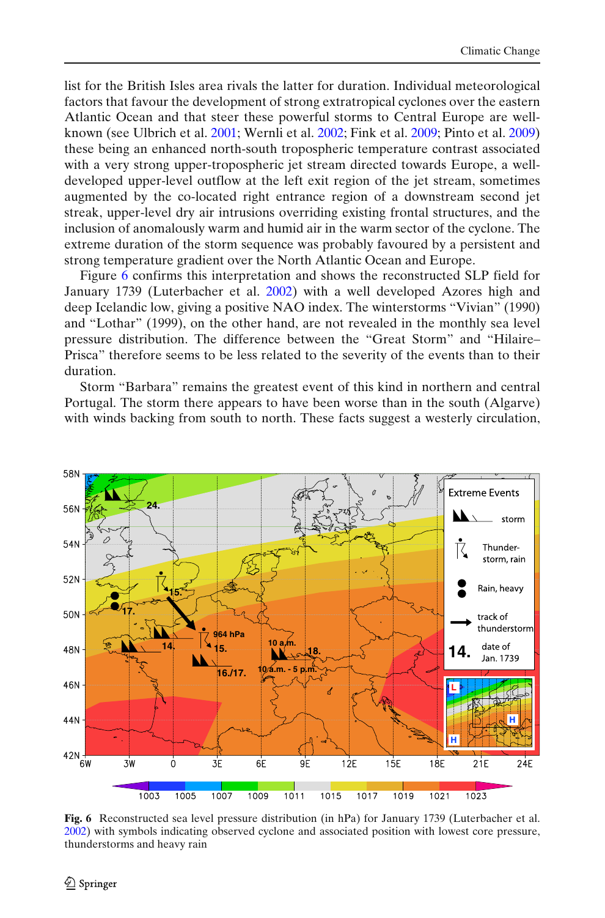list for the British Isles area rivals the latter for duration. Individual meteorological factors that favour the development of strong extratropical cyclones over the eastern Atlantic Ocean and that steer these powerful storms to Central Europe are well-known (see Ulbrich et al. 2001; Wernli et al. 2002; Fink et al. 2009; Pinto et al. 2009) these being an enhanced north-south tropospheric temperature contrast associated with a very strong upper-tropospheric jet stream directed towards Europe, a well-developed upper-level outflow at the left exit region of the jet stream, sometimes augmented by the co-located right entrance region of a downstream second jet streak, upper-level dry air intrusions overriding existing frontal structures, and the inclusion of anomalously warm and humid air in the warm sector of the cyclone. The extreme duration of the storm sequence was probably favoured by a persistent and strong temperature gradient over the North Atlantic Ocean and Europe.

Figure 6 confirms this interpretation and shows the reconstructed SLP field for January 1739 (Luterbacher et al. 2002) with a well developed Azores high and deep Icelandic low, giving a positive NAO index. The winterstorms "Vivian" (1990) and "Lothar" (1999), on the other hand, are not revealed in the monthly sea level pressure distribution. The difference between the "Great Storm" and "Hilaire–Prisca" therefore seems to be less related to the severity of the events than to their duration.

Storm "Barbara" remains the greatest event of this kind in northern and central Portugal. The storm there appears to have been worse than in the south (Algarve) with winds backing from south to north. These facts suggest a westerly circulation,

**Fig. 6** Reconstructed sea level pressure distribution (in hPa) for January 1739 (Luterbacher et al. 2002) with symbols indicating observed cyclone and associated position with lowest core pressure, thunderstorms and heavy rain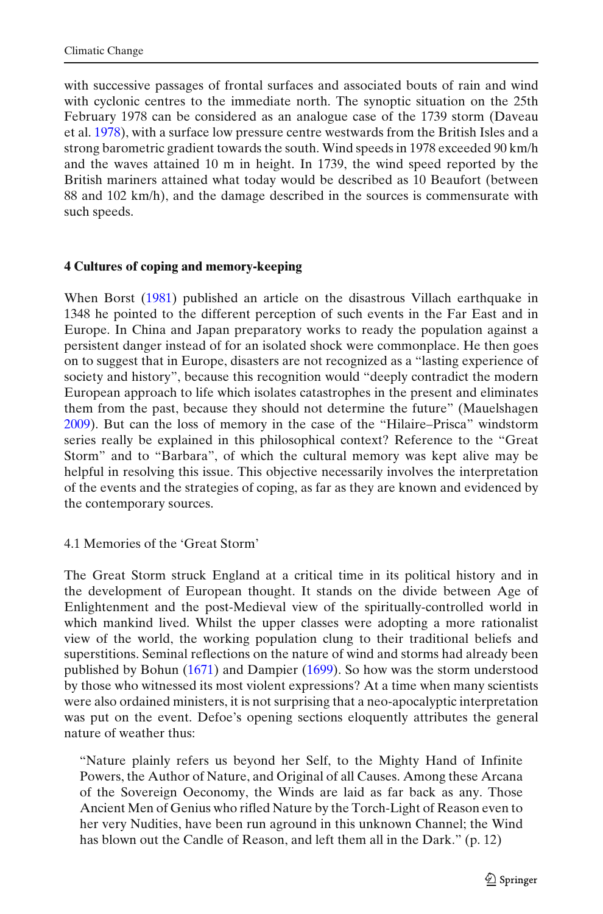with successive passages of frontal surfaces and associated bouts of rain and wind with cyclonic centres to the immediate north. The synoptic situation on the 25th February 1978 can be considered as an analogue case of the 1739 storm (Daveau et al. 1978), with a surface low pressure centre westwards from the British Isles and a strong barometric gradient towards the south. Wind speeds in 1978 exceeded 90 km/h and the waves attained 10 m in height. In 1739, the wind speed reported by the British mariners attained what today would be described as 10 Beaufort (between 88 and 102 km/h), and the damage described in the sources is commensurate with such speeds.

## 4 Cultures of coping and memory-keeping

When Borst (1981) published an article on the disastrous Villach earthquake in 1348 he pointed to the different perception of such events in the Far East and in Europe. In China and Japan preparatory works to ready the population against a persistent danger instead of for an isolated shock were commonplace. He then goes on to suggest that in Europe, disasters are not recognized as a "lasting experience of society and history", because this recognition would "deeply contradict the modern European approach to life which isolates catastrophes in the present and eliminates them from the past, because they should not determine the future" (Mauelshagen 2009). But can the loss of memory in the case of the "Hilaire–Prisca" windstorm series really be explained in this philosophical context? Reference to the "Great Storm" and to "Barbara", of which the cultural memory was kept alive may be helpful in resolving this issue. This objective necessarily involves the interpretation of the events and the strategies of coping, as far as they are known and evidenced by the contemporary sources.

### 4.1 Memories of the 'Great Storm'

The Great Storm struck England at a critical time in its political history and in the development of European thought. It stands on the divide between Age of Enlightenment and the post-Medieval view of the spiritually-controlled world in which mankind lived. Whilst the upper classes were adopting a more rationalist view of the world, the working population clung to their traditional beliefs and superstitions. Seminal reflections on the nature of wind and storms had already been published by Bohun (1671) and Dampier (1699). So how was the storm understood by those who witnessed its most violent expressions? At a time when many scientists were also ordained ministers, it is not surprising that a neo-apocalyptic interpretation was put on the event. Defoe's opening sections eloquently attributes the general nature of weather thus:

> "Nature plainly refers us beyond her Self, to the Mighty Hand of Infinite Powers, the Author of Nature, and Original of all Causes. Among these Arcana of the Sovereign Oeconomy, the Winds are laid as far back as any. Those Ancient Men of Genius who rifled Nature by the Torch-Light of Reason even to her very Nudities, have been run aground in this unknown Channel; the Wind has blown out the Candle of Reason, and left them all in the Dark." (p. 12)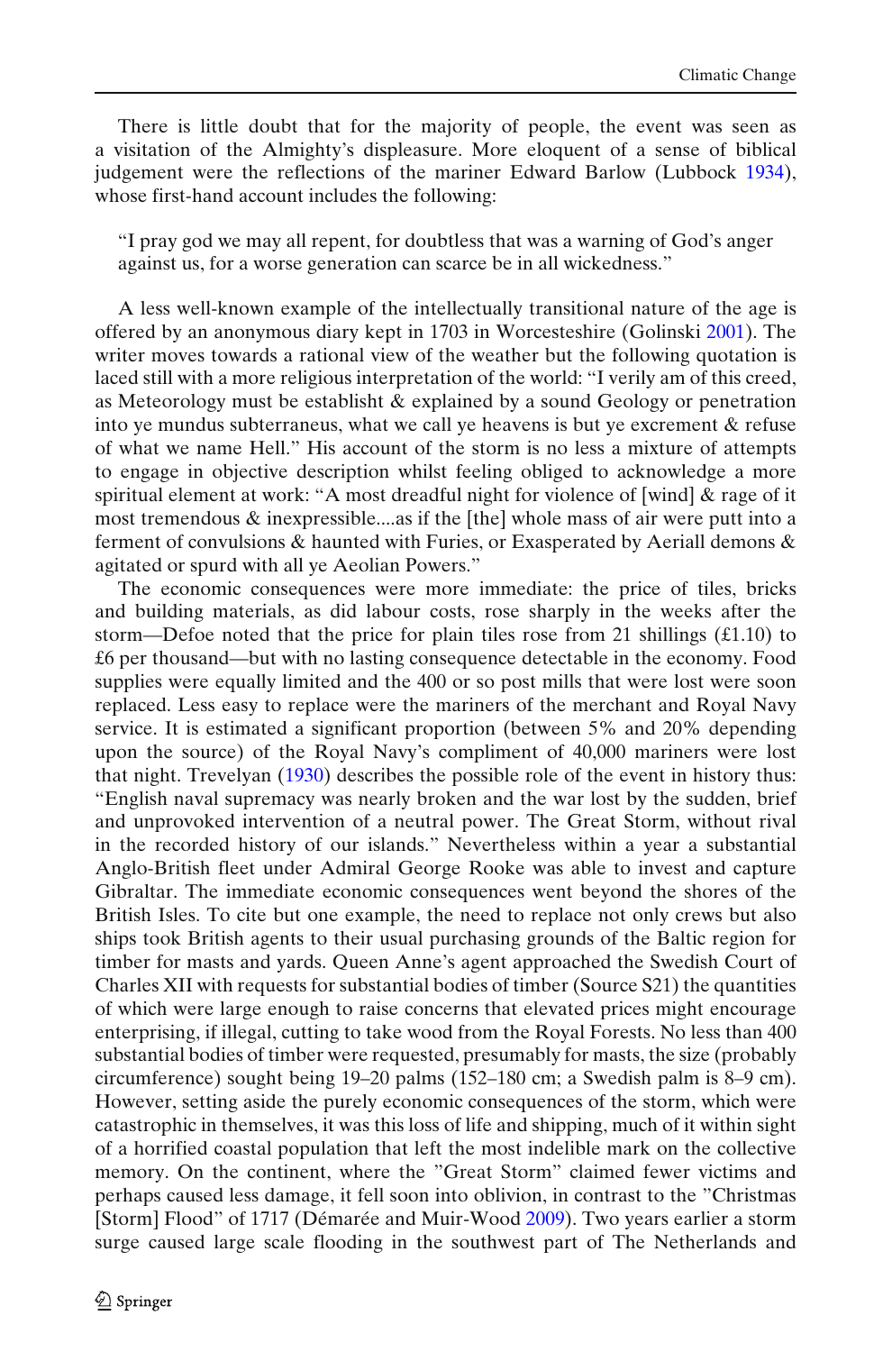There is little doubt that for the majority of people, the event was seen as a visitation of the Almighty's displeasure. More eloquent of a sense of biblical judgement were the reflections of the mariner Edward Barlow (Lubbock 1934), whose first-hand account includes the following:

> "I pray god we may all repent, for doubtless that was a warning of God's anger against us, for a worse generation can scarce be in all wickedness."

A less well-known example of the intellectually transitional nature of the age is offered by an anonymous diary kept in 1703 in Worcesteshire (Golinski 2001). The writer moves towards a rational view of the weather but the following quotation is laced still with a more religious interpretation of the world: "I verily am of this creed, as Meteorology must be establisht & explained by a sound Geology or penetration into ye mundus subterraneus, what we call ye heavens is but ye excrement & refuse of what we name Hell." His account of the storm is no less a mixture of attempts to engage in objective description whilst feeling obliged to acknowledge a more spiritual element at work: "A most dreadful night for violence of [wind] & rage of it most tremendous & inexpressible....as if the [the] whole mass of air were putt into a ferment of convulsions & haunted with Furies, or Exasperated by Aeriall demons & agitated or spurd with all ye Aeolian Powers."

The economic consequences were more immediate: the price of tiles, bricks and building materials, as did labour costs, rose sharply in the weeks after the storm—Defoe noted that the price for plain tiles rose from 21 shillings (£1.10) to £6 per thousand—but with no lasting consequence detectable in the economy. Food supplies were equally limited and the 400 or so post mills that were lost were soon replaced. Less easy to replace were the mariners of the merchant and Royal Navy service. It is estimated a significant proportion (between 5% and 20% depending upon the source) of the Royal Navy's compliment of 40,000 mariners were lost that night. Trevelyan (1930) describes the possible role of the event in history thus: "English naval supremacy was nearly broken and the war lost by the sudden, brief and unprovoked intervention of a neutral power. The Great Storm, without rival in the recorded history of our islands." Nevertheless within a year a substantial Anglo-British fleet under Admiral George Rooke was able to invest and capture Gibraltar. The immediate economic consequences went beyond the shores of the British Isles. To cite but one example, the need to replace not only crews but also ships took British agents to their usual purchasing grounds of the Baltic region for timber for masts and yards. Queen Anne's agent approached the Swedish Court of Charles XII with requests for substantial bodies of timber (Source S21) the quantities of which were large enough to raise concerns that elevated prices might encourage enterprising, if illegal, cutting to take wood from the Royal Forests. No less than 400 substantial bodies of timber were requested, presumably for masts, the size (probably circumference) sought being 19–20 palms (152–180 cm; a Swedish palm is 8–9 cm). However, setting aside the purely economic consequences of the storm, which were catastrophic in themselves, it was this loss of life and shipping, much of it within sight of a horrified coastal population that left the most indelible mark on the collective memory. On the continent, where the "Great Storm" claimed fewer victims and perhaps caused less damage, it fell soon into oblivion, in contrast to the "Christmas [Storm] Flood" of 1717 (Démarée and Muir-Wood 2009). Two years earlier a storm surge caused large scale flooding in the southwest part of The Netherlands and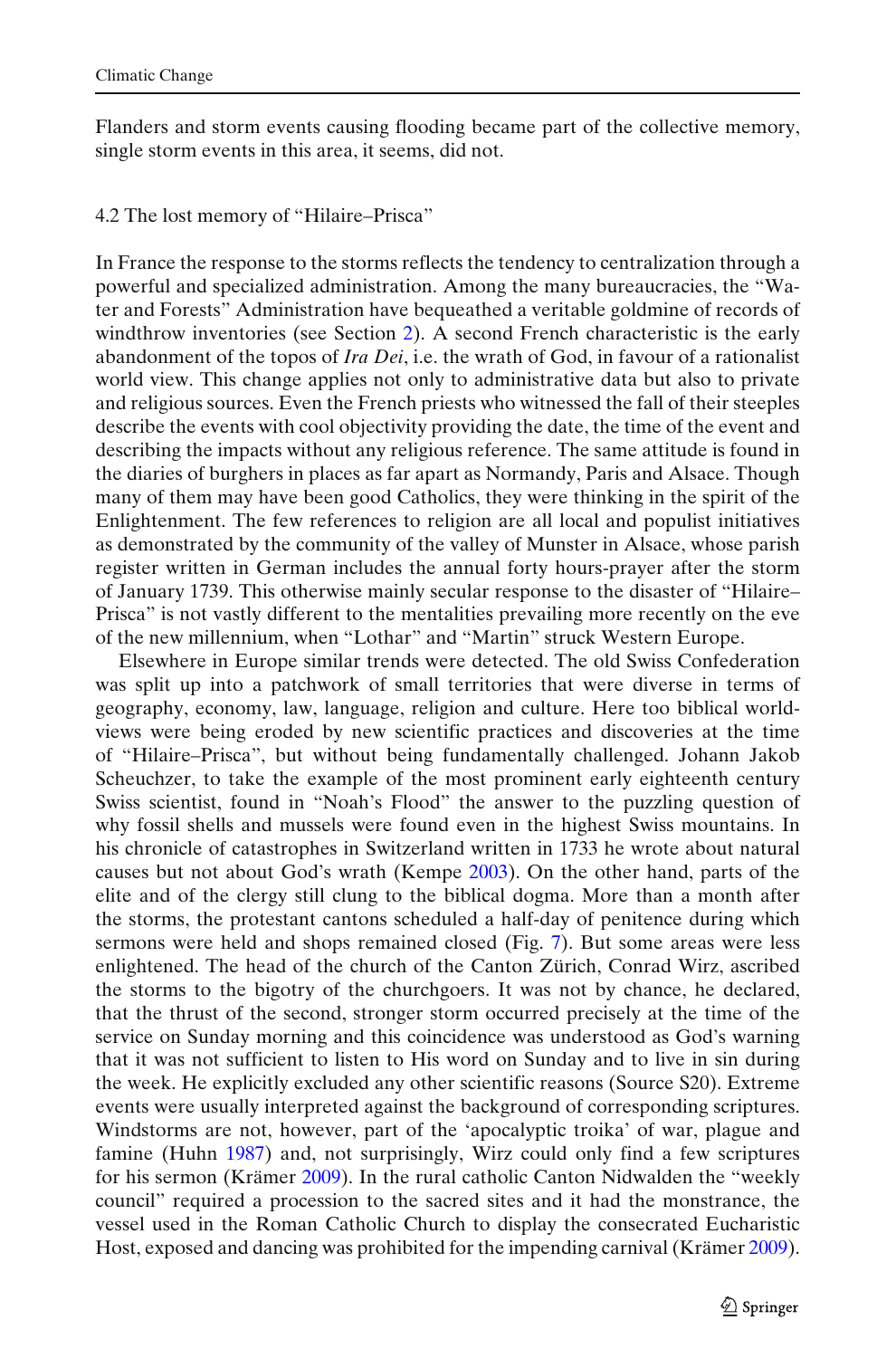Flanders and storm events causing flooding became part of the collective memory, single storm events in this area, it seems, did not.

### 4.2 The lost memory of "Hilaire–Prisca"

In France the response to the storms reflects the tendency to centralization through a powerful and specialized administration. Among the many bureaucracies, the "Water and Forests" Administration have bequeathed a veritable goldmine of records of windthrow inventories (see Section 2). A second French characteristic is the early abandonment of the topos of *Ira Dei*, i.e. the wrath of God, in favour of a rationalist world view. This change applies not only to administrative data but also to private and religious sources. Even the French priests who witnessed the fall of their steeples describe the events with cool objectivity providing the date, the time of the event and describing the impacts without any religious reference. The same attitude is found in the diaries of burghers in places as far apart as Normandy, Paris and Alsace. Though many of them may have been good Catholics, they were thinking in the spirit of the Enlightenment. The few references to religion are all local and populist initiatives as demonstrated by the community of the valley of Munster in Alsace, whose parish register written in German includes the annual forty hours-prayer after the storm of January 1739. This otherwise mainly secular response to the disaster of "Hilaire–Prisca" is not vastly different to the mentalities prevailing more recently on the eve of the new millennium, when "Lothar" and "Martin" struck Western Europe.

Elsewhere in Europe similar trends were detected. The old Swiss Confederation was split up into a patchwork of small territories that were diverse in terms of geography, economy, law, language, religion and culture. Here too biblical worldviews were being eroded by new scientific practices and discoveries at the time of "Hilaire–Prisca", but without being fundamentally challenged. Johann Jakob Scheuchzer, to take the example of the most prominent early eighteenth century Swiss scientist, found in "Noah's Flood" the answer to the puzzling question of why fossil shells and mussels were found even in the highest Swiss mountains. In his chronicle of catastrophes in Switzerland written in 1733 he wrote about natural causes but not about God's wrath (Kempe 2003). On the other hand, parts of the elite and of the clergy still clung to the biblical dogma. More than a month after the storms, the protestant cantons scheduled a half-day of penitence during which sermons were held and shops remained closed (Fig. 7). But some areas were less enlightened. The head of the church of the Canton Zürich, Conrad Wirz, ascribed the storms to the bigotry of the churchgoers. It was not by chance, he declared, that the thrust of the second, stronger storm occurred precisely at the time of the service on Sunday morning and this coincidence was understood as God's warning that it was not sufficient to listen to His word on Sunday and to live in sin during the week. He explicitly excluded any other scientific reasons (Source S20). Extreme events were usually interpreted against the background of corresponding scriptures. Windstorms are not, however, part of the 'apocalyptic troika' of war, plague and famine (Huhn 1987) and, not surprisingly, Wirz could only find a few scriptures for his sermon (Krämer 2009). In the rural catholic Canton Nidwalden the "weekly council" required a procession to the sacred sites and it had the monstrance, the vessel used in the Roman Catholic Church to display the consecrated Eucharistic Host, exposed and dancing was prohibited for the impending carnival (Krämer 2009).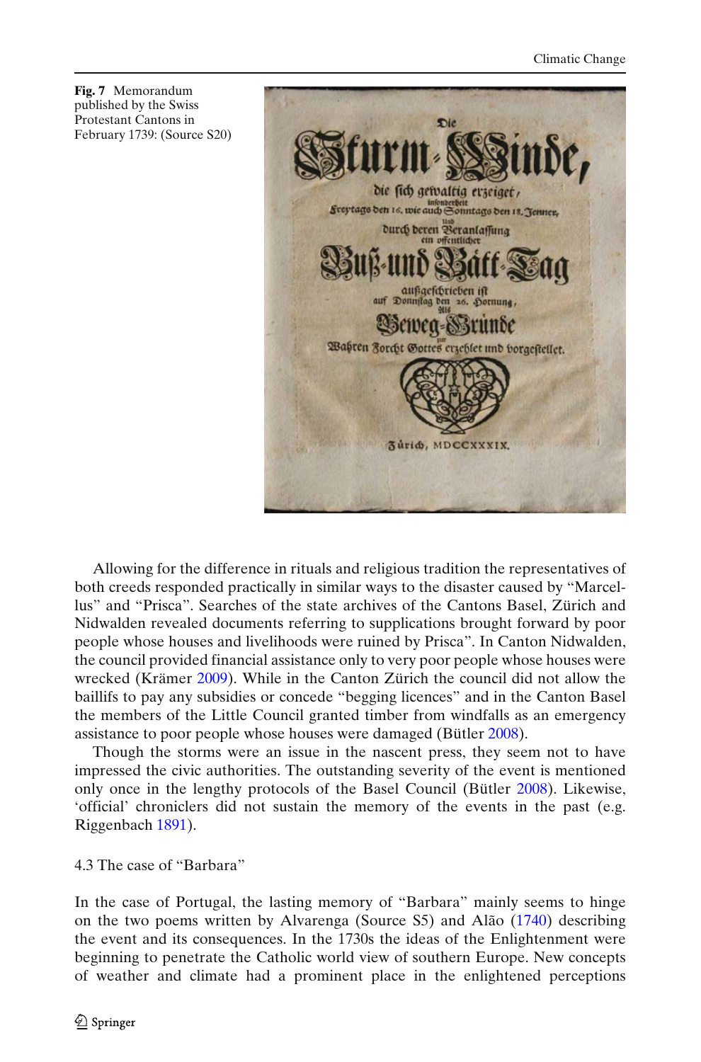**Fig. 7** Memorandum published by the Swiss Protestant Cantons in February 1739: (Source S20)

Allowing for the difference in rituals and religious tradition the representatives of both creeds responded practically in similar ways to the disaster caused by "Marcellus" and "Prisca". Searches of the state archives of the Cantons Basel, Zürich and Nidwalden revealed documents referring to supplications brought forward by poor people whose houses and livelihoods were ruined by Prisca". In Canton Nidwalden, the council provided financial assistance only to very poor people whose houses were wrecked (Krämer 2009). While in the Canton Zürich the council did not allow the baillifs to pay any subsidies or concede "begging licences" and in the Canton Basel the members of the Little Council granted timber from windfalls as an emergency assistance to poor people whose houses were damaged (Bütler 2008).

Though the storms were an issue in the nascent press, they seem not to have impressed the civic authorities. The outstanding severity of the event is mentioned only once in the lengthy protocols of the Basel Council (Bütler 2008). Likewise, 'official' chroniclers did not sustain the memory of the events in the past (e.g. Riggenbach 1891).

### 4.3 The case of "Barbara"

In the case of Portugal, the lasting memory of "Barbara" mainly seems to hinge on the two poems written by Alvarenga (Source S5) and Alão (1740) describing the event and its consequences. In the 1730s the ideas of the Enlightenment were beginning to penetrate the Catholic world view of southern Europe. New concepts of weather and climate had a prominent place in the enlightened perceptions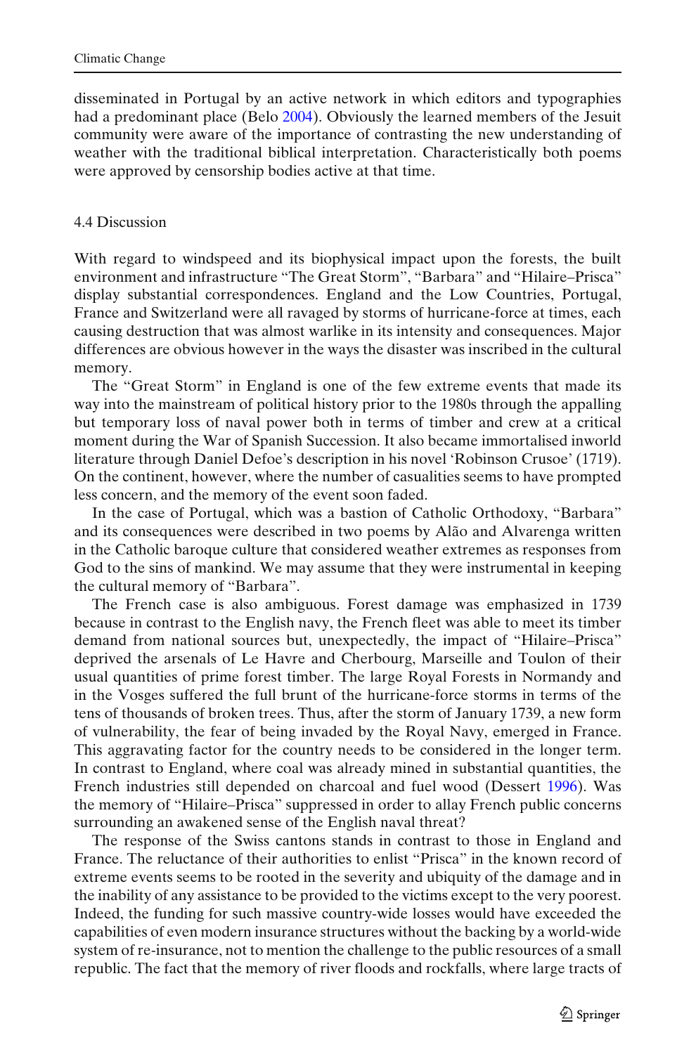disseminated in Portugal by an active network in which editors and typographies had a predominant place (Belo 2004). Obviously the learned members of the Jesuit community were aware of the importance of contrasting the new understanding of weather with the traditional biblical interpretation. Characteristically both poems were approved by censorship bodies active at that time.

### 4.4 Discussion

With regard to windspeed and its biophysical impact upon the forests, the built environment and infrastructure "The Great Storm", "Barbara" and "Hilaire–Prisca" display substantial correspondences. England and the Low Countries, Portugal, France and Switzerland were all ravaged by storms of hurricane-force at times, each causing destruction that was almost warlike in its intensity and consequences. Major differences are obvious however in the ways the disaster was inscribed in the cultural memory.

The "Great Storm" in England is one of the few extreme events that made its way into the mainstream of political history prior to the 1980s through the appalling but temporary loss of naval power both in terms of timber and crew at a critical moment during the War of Spanish Succession. It also became immortalised inworld literature through Daniel Defoe's description in his novel 'Robinson Crusoe' (1719). On the continent, however, where the number of casualities seems to have prompted less concern, and the memory of the event soon faded.

In the case of Portugal, which was a bastion of Catholic Orthodoxy, "Barbara" and its consequences were described in two poems by Alão and Alvarenga written in the Catholic baroque culture that considered weather extremes as responses from God to the sins of mankind. We may assume that they were instrumental in keeping the cultural memory of "Barbara".

The French case is also ambiguous. Forest damage was emphasized in 1739 because in contrast to the English navy, the French fleet was able to meet its timber demand from national sources but, unexpectedly, the impact of "Hilaire–Prisca" deprived the arsenals of Le Havre and Cherbourg, Marseille and Toulon of their usual quantities of prime forest timber. The large Royal Forests in Normandy and in the Vosges suffered the full brunt of the hurricane-force storms in terms of the tens of thousands of broken trees. Thus, after the storm of January 1739, a new form of vulnerability, the fear of being invaded by the Royal Navy, emerged in France. This aggravating factor for the country needs to be considered in the longer term. In contrast to England, where coal was already mined in substantial quantities, the French industries still depended on charcoal and fuel wood (Dessert 1996). Was the memory of "Hilaire–Prisca" suppressed in order to allay French public concerns surrounding an awakened sense of the English naval threat?

The response of the Swiss cantons stands in contrast to those in England and France. The reluctance of their authorities to enlist "Prisca" in the known record of extreme events seems to be rooted in the severity and ubiquity of the damage and in the inability of any assistance to be provided to the victims except to the very poorest. Indeed, the funding for such massive country-wide losses would have exceeded the capabilities of even modern insurance structures without the backing by a world-wide system of re-insurance, not to mention the challenge to the public resources of a small republic. The fact that the memory of river floods and rockfalls, where large tracts of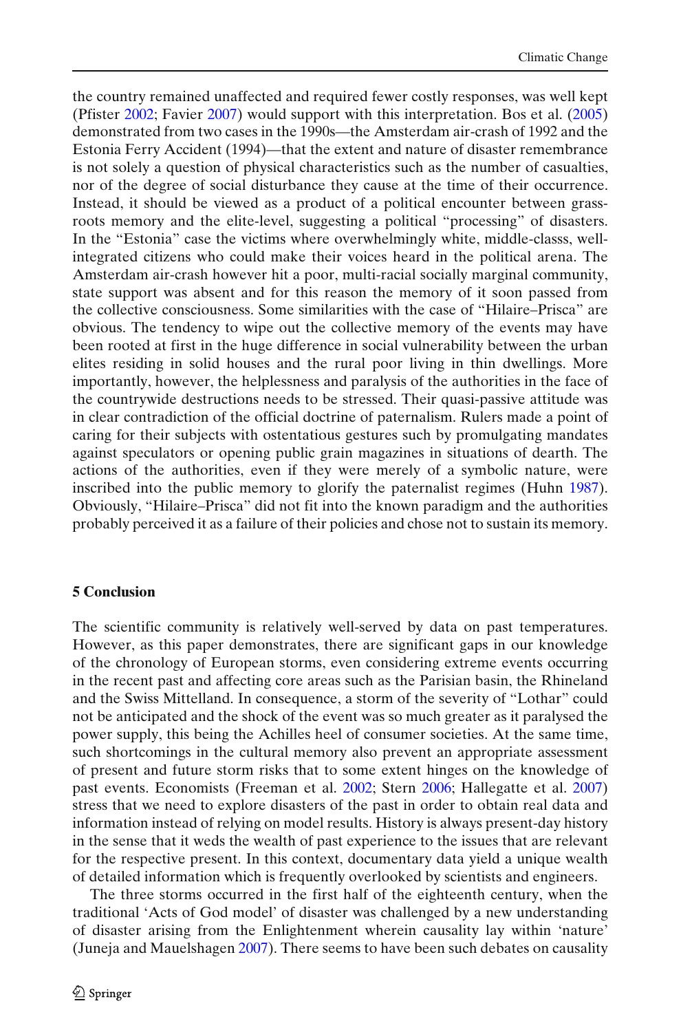the country remained unaffected and required fewer costly responses, was well kept (Pfister 2002; Favier 2007) would support with this interpretation. Bos et al. (2005) demonstrated from two cases in the 1990s—the Amsterdam air-crash of 1992 and the Estonia Ferry Accident (1994)—that the extent and nature of disaster remembrance is not solely a question of physical characteristics such as the number of casualties, nor of the degree of social disturbance they cause at the time of their occurrence. Instead, it should be viewed as a product of a political encounter between grass-roots memory and the elite-level, suggesting a political "processing" of disasters. In the "Estonia" case the victims where overwhelmingly white, middle-classs, well-integrated citizens who could make their voices heard in the political arena. The Amsterdam air-crash however hit a poor, multi-racial socially marginal community, state support was absent and for this reason the memory of it soon passed from the collective consciousness. Some similarities with the case of "Hilaire–Prisca" are obvious. The tendency to wipe out the collective memory of the events may have been rooted at first in the huge difference in social vulnerability between the urban elites residing in solid houses and the rural poor living in thin dwellings. More importantly, however, the helplessness and paralysis of the authorities in the face of the countrywide destructions needs to be stressed. Their quasi-passive attitude was in clear contradiction of the official doctrine of paternalism. Rulers made a point of caring for their subjects with ostentatious gestures such by promulgating mandates against speculators or opening public grain magazines in situations of dearth. The actions of the authorities, even if they were merely of a symbolic nature, were inscribed into the public memory to glorify the paternalist regimes (Huhn 1987). Obviously, "Hilaire–Prisca" did not fit into the known paradigm and the authorities probably perceived it as a failure of their policies and chose not to sustain its memory.

## 5 Conclusion

The scientific community is relatively well-served by data on past temperatures. However, as this paper demonstrates, there are significant gaps in our knowledge of the chronology of European storms, even considering extreme events occurring in the recent past and affecting core areas such as the Parisian basin, the Rhineland and the Swiss Mittelland. In consequence, a storm of the severity of "Lothar" could not be anticipated and the shock of the event was so much greater as it paralysed the power supply, this being the Achilles heel of consumer societies. At the same time, such shortcomings in the cultural memory also prevent an appropriate assessment of present and future storm risks that to some extent hinges on the knowledge of past events. Economists (Freeman et al. 2002; Stern 2006; Hallegatte et al. 2007) stress that we need to explore disasters of the past in order to obtain real data and information instead of relying on model results. History is always present-day history in the sense that it weds the wealth of past experience to the issues that are relevant for the respective present. In this context, documentary data yield a unique wealth of detailed information which is frequently overlooked by scientists and engineers.

The three storms occurred in the first half of the eighteenth century, when the traditional 'Acts of God model' of disaster was challenged by a new understanding of disaster arising from the Enlightenment wherein causality lay within 'nature' (Juneja and Mauelshagen 2007). There seems to have been such debates on causality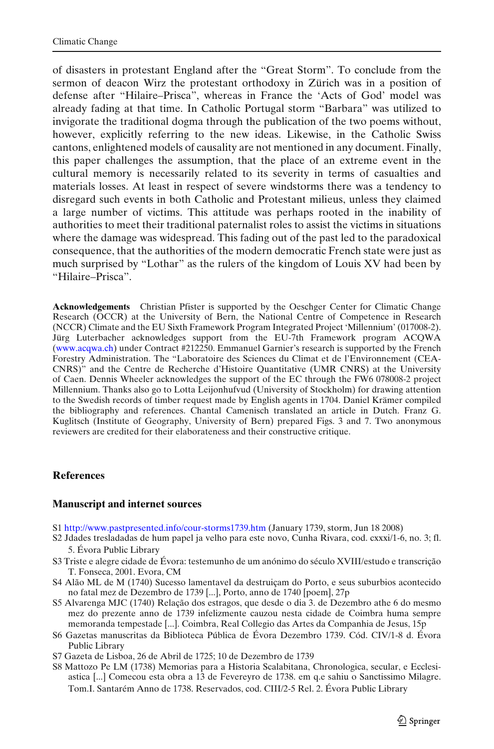of disasters in protestant England after the "Great Storm". To conclude from the sermon of deacon Wirz the protestant orthodoxy in Zürich was in a position of defense after "Hilaire–Prisca", whereas in France the 'Acts of God' model was already fading at that time. In Catholic Portugal storm "Barbara" was utilized to invigorate the traditional dogma through the publication of the two poems without, however, explicitly referring to the new ideas. Likewise, in the Catholic Swiss cantons, enlightened models of causality are not mentioned in any document. Finally, this paper challenges the assumption, that the place of an extreme event in the cultural memory is necessarily related to its severity in terms of casualties and materials losses. At least in respect of severe windstorms there was a tendency to disregard such events in both Catholic and Protestant milieus, unless they claimed a large number of victims. This attitude was perhaps rooted in the inability of authorities to meet their traditional paternalist roles to assist the victims in situations where the damage was widespread. This fading out of the past led to the paradoxical consequence, that the authorities of the modern democratic French state were just as much surprised by "Lothar" as the rulers of the kingdom of Louis XV had been by "Hilaire–Prisca".

**Acknowledgements** Christian Pfister is supported by the Oeschger Center for Climatic Change Research (OCCR) at the University of Bern, the National Centre of Competence in Research (NCCR) Climate and the EU Sixth Framework Program Integrated Project 'Millennium' (017008-2). Jürg Luterbacher acknowledges support from the EU-7th Framework program ACQWA (www.acqwa.ch) under Contract #212250. Emmanuel Garnier's research is supported by the French Forestry Administration. The "Laboratoire des Sciences du Climat et de l'Environnement (CEA-CNRS)" and the Centre de Recherche d'Histoire Quantitative (UMR CNRS) at the University of Caen. Dennis Wheeler acknowledges the support of the EC through the FW6 078008-2 project Millennium. Thanks also go to Lotta Leijonhufvud (University of Stockholm) for drawing attention to the Swedish records of timber request made by English agents in 1704. Daniel Krämer compiled the bibliography and references. Chantal Camenisch translated an article in Dutch. Franz G. Kuglitsch (Institute of Geography, University of Bern) prepared Figs. 3 and 7. Two anonymous reviewers are credited for their elaborateness and their constructive critique.

## References

### Manuscript and internet sources

S1 http://www.pastpresented.info/cour-storms1739.htm (January 1739, storm, Jun 18 2008)

S2 Jdades tresladadas de hum papel ja velho para este novo, Cunha Rivara, cod. cxxxi/1-6, no. 3; fl. 5. Évora Public Library

S3 Triste e alegre cidade de Évora: testemunho de um anónimo do século XVIII/estudo e transcrição T. Fonseca, 2001. Evora, CM

S4 Alão ML de M (1740) Sucesso lamentavel da destruiçam do Porto, e seus suburbios acontecido no fatal mez de Dezembro de 1739 [...], Porto, anno de 1740 [poem], 27p

S5 Alvarenga MJC (1740) Relação dos estragos, que desde o dia 3. de Dezembro athe 6 do mesmo mez do prezente anno de 1739 infelizmente cauzou nesta cidade de Coimbra huma sempre memoranda tempestade [...]. Coimbra, Real Collegio das Artes da Companhia de Jesus, 15p

S6 Gazetas manuscritas da Biblioteca Pública de Évora Dezembro 1739. Cód. CIV/1-8 d. Évora Public Library

S7 Gazeta de Lisboa, 26 de Abril de 1725; 10 de Dezembro de 1739

S8 Mattozo Pe LM (1738) Memorias para a Historia Scalabitana, Chronologica, secular, e Ecclesiastica [...] Comecou esta obra a 13 de Fevereyro de 1738. em q.e sahiu o Sanctissimo Milagre. Tom.I. Santarém Anno de 1738. Reservados, cod. CIII/2-5 Rel. 2. Évora Public Library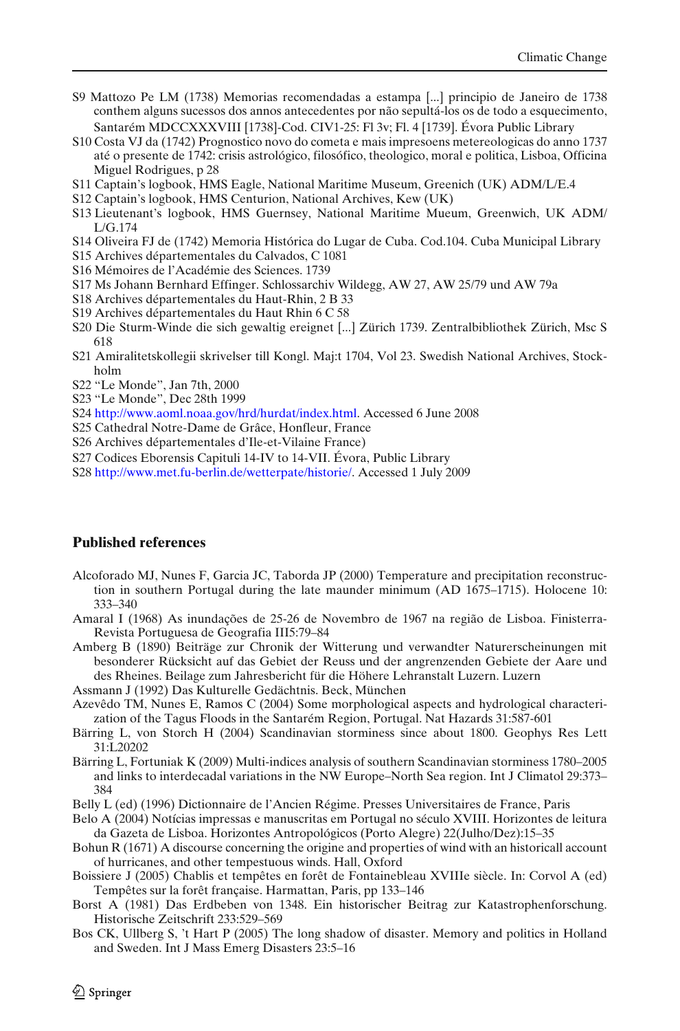S9 Mattozo Pe LM (1738) Memorias recomendadas a estampa [...] principio de Janeiro de 1738 conthem alguns sucessos dos annos antecedentes por não sepultá-los os de todo a esquecimento, Santarém MDCCXXXVIII [1738]-Cod. CIV1-25: Fl 3v; Fl. 4 [1739]. Évora Public Library

S10 Costa VJ da (1742) Prognostico novo do cometa e mais impresoens metereologicas do anno 1737 até o presente de 1742: crisis astrológico, filosófico, theologico, moral e politica, Lisboa, Officina Miguel Rodrigues, p 28

S11 Captain's logbook, HMS Eagle, National Maritime Museum, Greenich (UK) ADM/L/E.4

S12 Captain's logbook, HMS Centurion, National Archives, Kew (UK)

S13 Lieutenant's logbook, HMS Guernsey, National Maritime Mueum, Greenwich, UK ADM/L/G.174

S14 Oliveira FJ de (1742) Memoria Histórica do Lugar de Cuba. Cod.104. Cuba Municipal Library

S15 Archives départementales du Calvados, C 1081

S16 Mémoires de l'Académie des Sciences. 1739

S17 Ms Johann Bernhard Effinger. Schlossarchiv Wildegg, AW 27, AW 25/79 und AW 79a

S18 Archives départementales du Haut-Rhin, 2 B 33

S19 Archives départementales du Haut Rhin 6 C 58

S20 Die Sturm-Winde die sich gewaltig ereignet [...] Zürich 1739. Zentralbibliothek Zürich, Msc S 618

S21 Amiralitetskollegii skrivelser till Kongl. Maj:t 1704, Vol 23. Swedish National Archives, Stockholm

S22 "Le Monde", Jan 7th, 2000

S23 "Le Monde", Dec 28th 1999

S24 http://www.aoml.noaa.gov/hrd/hurdat/index.html. Accessed 6 June 2008

S25 Cathedral Notre-Dame de Grâce, Honfleur, France

S26 Archives départementales d'Ile-et-Vilaine France)

S27 Codices Eborensis Capituli 14-IV to 14-VII. Évora, Public Library

S28 http://www.met.fu-berlin.de/wetterpate/historie/. Accessed 1 July 2009

## Published references

Alcoforado MJ, Nunes F, Garcia JC, Taborda JP (2000) Temperature and precipitation reconstruction in southern Portugal during the late maunder minimum (AD 1675–1715). Holocene 10: 333–340

Amaral I (1968) As inundações de 25-26 de Novembro de 1967 na região de Lisboa. Finisterra-Revista Portuguesa de Geografia III5:79–84

Amberg B (1890) Beiträge zur Chronik der Witterung und verwandter Naturerscheinungen mit besonderer Rücksicht auf das Gebiet der Reuss und der angrenzenden Gebiete der Aare und des Rheines. Beilage zum Jahresbericht für die Höhere Lehranstalt Luzern. Luzern

Assmann J (1992) Das Kulturelle Gedächtnis. Beck, München

Azevêdo TM, Nunes E, Ramos C (2004) Some morphological aspects and hydrological characterization of the Tagus Floods in the Santarém Region, Portugal. Nat Hazards 31:587-601

Bärring L, von Storch H (2004) Scandinavian storminess since about 1800. Geophys Res Lett 31:L20202

Bärring L, Fortuniak K (2009) Multi-indices analysis of southern Scandinavian storminess 1780–2005 and links to interdecadal variations in the NW Europe–North Sea region. Int J Climatol 29:373–384

Belly L (ed) (1996) Dictionnaire de l'Ancien Régime. Presses Universitaires de France, Paris

Belo A (2004) Notícias impressas e manuscritas em Portugal no século XVIII. Horizontes de leitura da Gazeta de Lisboa. Horizontes Antropológicos (Porto Alegre) 22(Julho/Dez):15–35

Bohun R (1671) A discourse concerning the origine and properties of wind with an historicall account of hurricanes, and other tempestuous winds. Hall, Oxford

Boissiere J (2005) Chablis et tempêtes en forêt de Fontainebleau XVIIIe siècle. In: Corvol A (ed) Tempêtes sur la forêt française. Harmattan, Paris, pp 133–146

Borst A (1981) Das Erdbeben von 1348. Ein historischer Beitrag zur Katastrophenforschung. Historische Zeitschrift 233:529–569

Bos CK, Ullberg S, 't Hart P (2005) The long shadow of disaster. Memory and politics in Holland and Sweden. Int J Mass Emerg Disasters 23:5–16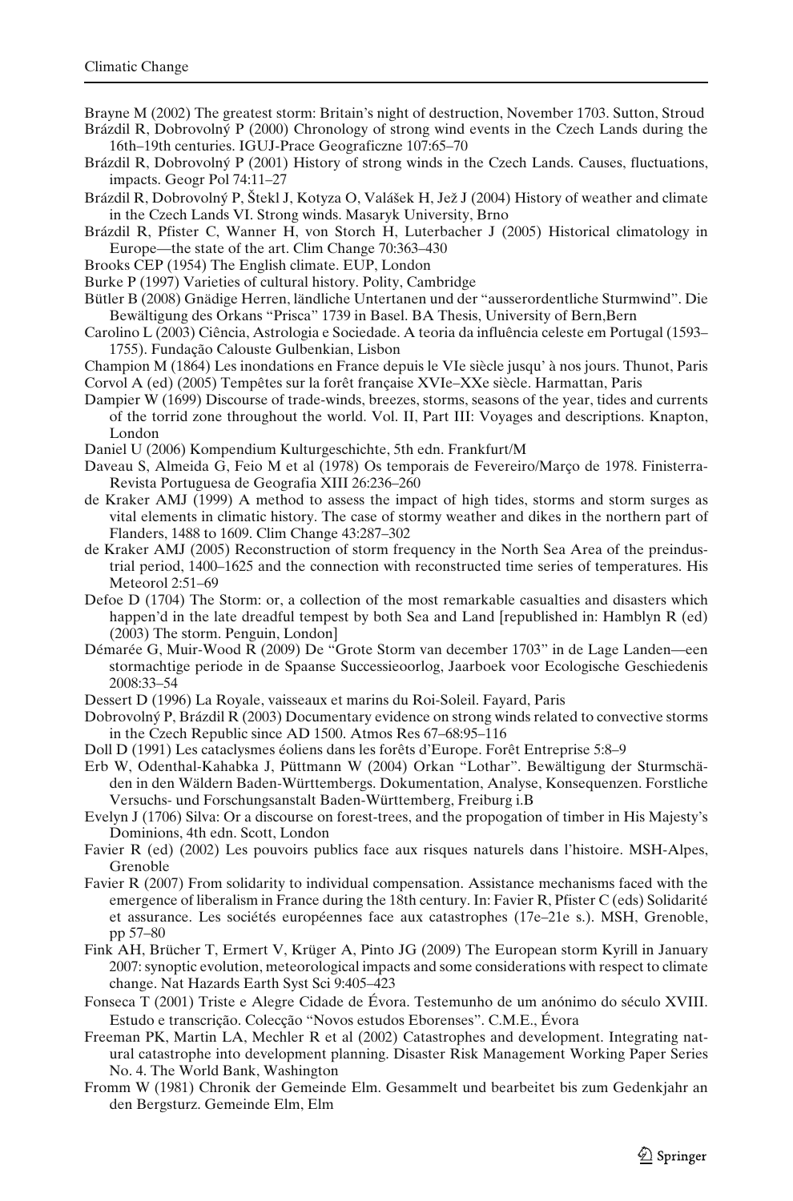Brayne M (2002) The greatest storm: Britain's night of destruction, November 1703. Sutton, Stroud

Brázdil R, Dobrovolný P (2000) Chronology of strong wind events in the Czech Lands during the 16th–19th centuries. IGUJ-Prace Geograficzne 107:65–70

Brázdil R, Dobrovolný P (2001) History of strong winds in the Czech Lands. Causes, fluctuations, impacts. Geogr Pol 74:11–27

Brázdil R, Dobrovolný P, Štekl J, Kotyza O, Valášek H, Jež J (2004) History of weather and climate in the Czech Lands VI. Strong winds. Masaryk University, Brno

Brázdil R, Pfister C, Wanner H, von Storch H, Luterbacher J (2005) Historical climatology in Europe—the state of the art. Clim Change 70:363–430

Brooks CEP (1954) The English climate. EUP, London

Burke P (1997) Varieties of cultural history. Polity, Cambridge

Bütler B (2008) Gnädige Herren, ländliche Untertanen und der "ausserordentliche Sturmwind". Die Bewältigung des Orkans "Prisca" 1739 in Basel. BA Thesis, University of Bern,Bern

Carolino L (2003) Ciência, Astrologia e Sociedade. A teoria da influência celeste em Portugal (1593–1755). Fundação Calouste Gulbenkian, Lisbon

Champion M (1864) Les inondations en France depuis le VIe siècle jusqu' à nos jours. Thunot, Paris

Corvol A (ed) (2005) Tempêtes sur la forêt française XVIe–XXe siècle. Harmattan, Paris

Dampier W (1699) Discourse of trade-winds, breezes, storms, seasons of the year, tides and currents of the torrid zone throughout the world. Vol. II, Part III: Voyages and descriptions. Knapton, London

Daniel U (2006) Kompendium Kulturgeschichte, 5th edn. Frankfurt/M

Daveau S, Almeida G, Feio M et al (1978) Os temporais de Fevereiro/Março de 1978. Finisterra-Revista Portuguesa de Geografia XIII 26:236–260

de Kraker AMJ (1999) A method to assess the impact of high tides, storms and storm surges as vital elements in climatic history. The case of stormy weather and dikes in the northern part of Flanders, 1488 to 1609. Clim Change 43:287–302

de Kraker AMJ (2005) Reconstruction of storm frequency in the North Sea Area of the preindustrial period, 1400–1625 and the connection with reconstructed time series of temperatures. His Meteorol 2:51–69

Defoe D (1704) The Storm: or, a collection of the most remarkable casualties and disasters which happen'd in the late dreadful tempest by both Sea and Land [republished in: Hamblyn R (ed) (2003) The storm. Penguin, London]

Démarée G, Muir-Wood R (2009) De "Grote Storm van december 1703" in de Lage Landen—een stormachtige periode in de Spaanse Successieoorlog, Jaarboek voor Ecologische Geschiedenis 2008:33–54

Dessert D (1996) La Royale, vaisseaux et marins du Roi-Soleil. Fayard, Paris

Dobrovolný P, Brázdil R (2003) Documentary evidence on strong winds related to convective storms in the Czech Republic since AD 1500. Atmos Res 67–68:95–116

Doll D (1991) Les cataclysmes éoliens dans les forêts d'Europe. Forêt Entreprise 5:8–9

Erb W, Odenthal-Kahabka J, Püttmann W (2004) Orkan "Lothar". Bewältigung der Sturmschäden in den Wäldern Baden-Württembergs. Dokumentation, Analyse, Konsequenzen. Forstliche Versuchs- und Forschungsanstalt Baden-Württemberg, Freiburg i.B

Evelyn J (1706) Silva: Or a discourse on forest-trees, and the propogation of timber in His Majesty's Dominions, 4th edn. Scott, London

Favier R (ed) (2002) Les pouvoirs publics face aux risques naturels dans l'histoire. MSH-Alpes, Grenoble

Favier R (2007) From solidarity to individual compensation. Assistance mechanisms faced with the emergence of liberalism in France during the 18th century. In: Favier R, Pfister C (eds) Solidarité et assurance. Les sociétés européennes face aux catastrophes (17e–21e s.). MSH, Grenoble, pp 57–80

Fink AH, Brücher T, Ermert V, Krüger A, Pinto JG (2009) The European storm Kyrill in January 2007: synoptic evolution, meteorological impacts and some considerations with respect to climate change. Nat Hazards Earth Syst Sci 9:405–423

Fonseca T (2001) Triste e Alegre Cidade de Évora. Testemunho de um anónimo do século XVIII. Estudo e transcrição. Colecção "Novos estudos Eborenses". C.M.E., Évora

Freeman PK, Martin LA, Mechler R et al (2002) Catastrophes and development. Integrating natural catastrophe into development planning. Disaster Risk Management Working Paper Series No. 4. The World Bank, Washington

Fromm W (1981) Chronik der Gemeinde Elm. Gesammelt und bearbeitet bis zum Gedenkjahr an den Bergsturz. Gemeinde Elm, Elm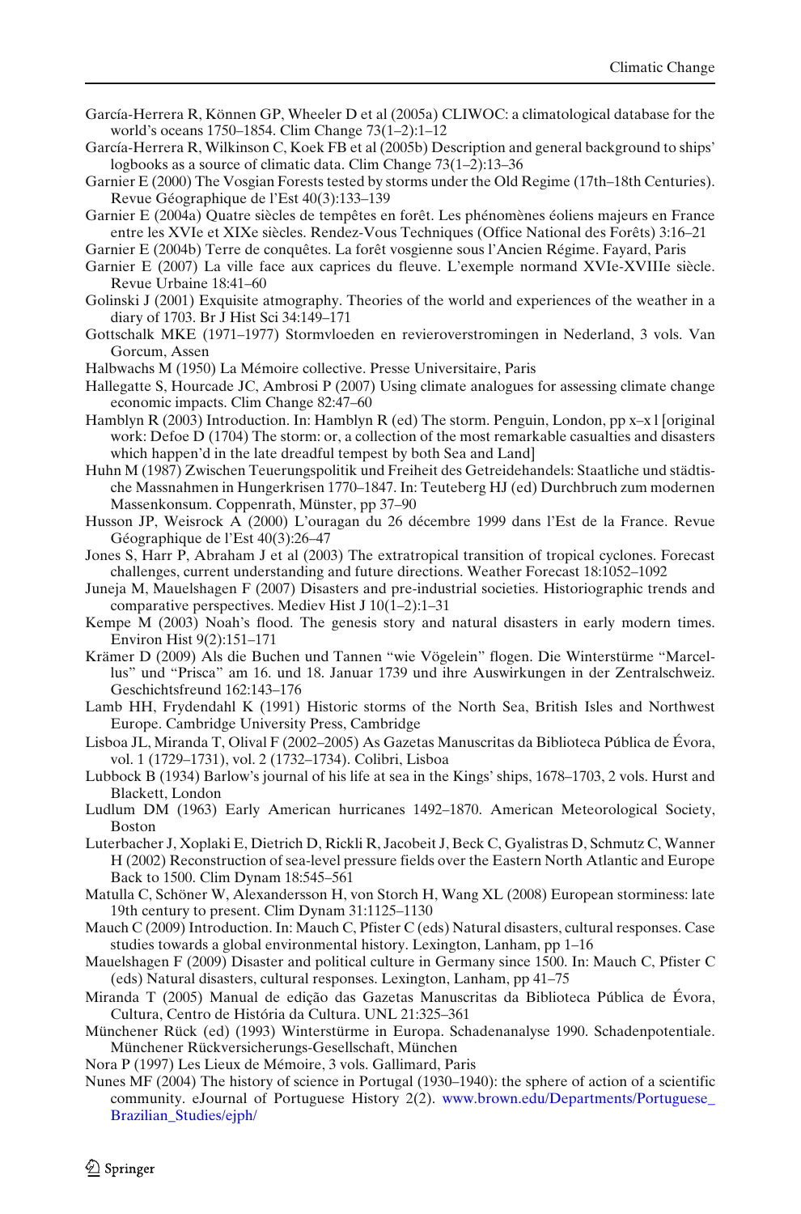García-Herrera R, Können GP, Wheeler D et al (2005a) CLIWOC: a climatological database for the world's oceans 1750–1854. Clim Change 73(1–2):1–12

García-Herrera R, Wilkinson C, Koek FB et al (2005b) Description and general background to ships' logbooks as a source of climatic data. Clim Change 73(1–2):13–36

Garnier E (2000) The Vosgian Forests tested by storms under the Old Regime (17th–18th Centuries). Revue Géographique de l'Est 40(3):133–139

Garnier E (2004a) Quatre siècles de tempêtes en forêt. Les phénomènes éoliens majeurs en France entre les XVIe et XIXe siècles. Rendez-Vous Techniques (Office National des Forêts) 3:16–21

Garnier E (2004b) Terre de conquêtes. La forêt vosgienne sous l'Ancien Régime. Fayard, Paris

Garnier E (2007) La ville face aux caprices du fleuve. L'exemple normand XVIe-XVIIIe siècle. Revue Urbaine 18:41–60

Golinski J (2001) Exquisite atmography. Theories of the world and experiences of the weather in a diary of 1703. Br J Hist Sci 34:149–171

Gottschalk MKE (1971–1977) Stormvloeden en rivieroverstromingen in Nederland, 3 vols. Van Gorcum, Assen

Halbwachs M (1950) La Mémoire collective. Presse Universitaire, Paris

Hallegatte S, Hourcade JC, Ambrosi P (2007) Using climate analogues for assessing climate change economic impacts. Clim Change 82:47–60

Hamblyn R (2003) Introduction. In: Hamblyn R (ed) The storm. Penguin, London, pp x–x l [original work: Defoe D (1704) The storm: or, a collection of the most remarkable casualties and disasters which happen'd in the late dreadful tempest by both Sea and Land]

Huhn M (1987) Zwischen Teuerungspolitik und Freiheit des Getreidehandels: Staatliche und städtische Massnahmen in Hungerkrisen 1770–1847. In: Teuteberg HJ (ed) Durchbruch zum modernen Massenkonsum. Coppenrath, Münster, pp 37–90

Husson JP, Weisrock A (2000) L'ouragan du 26 décembre 1999 dans l'Est de la France. Revue Géographique de l'Est 40(3):26–47

Jones S, Harr P, Abraham J et al (2003) The extratropical transition of tropical cyclones. Forecast challenges, current understanding and future directions. Weather Forecast 18:1052–1092

Juneja M, Mauelshagen F (2007) Disasters and pre-industrial societies. Historiographic trends and comparative perspectives. Mediev Hist J 10(1–2):1–31

Kempe M (2003) Noah's flood. The genesis story and natural disasters in early modern times. Environ Hist 9(2):151–171

Krämer D (2009) Als die Buchen und Tannen "wie Vögelein" flogen. Die Winterstürme "Marcellus" und "Prisca" am 16. und 18. Januar 1739 und ihre Auswirkungen in der Zentralschweiz. Geschichtsfreund 162:143–176

Lamb HH, Frydendahl K (1991) Historic storms of the North Sea, British Isles and Northwest Europe. Cambridge University Press, Cambridge

Lisboa JL, Miranda T, Olival F (2002–2005) As Gazetas Manuscritas da Biblioteca Pública de Évora, vol. 1 (1729–1731), vol. 2 (1732–1734). Colibri, Lisboa

Lubbock B (1934) Barlow's journal of his life at sea in the Kings' ships, 1678–1703, 2 vols. Hurst and Blackett, London

Ludlum DM (1963) Early American hurricanes 1492–1870. American Meteorological Society, Boston

Luterbacher J, Xoplaki E, Dietrich D, Rickli R, Jacobeit J, Beck C, Gyalistras D, Schmutz C, Wanner H (2002) Reconstruction of sea-level pressure fields over the Eastern North Atlantic and Europe Back to 1500. Clim Dynam 18:545–561

Matulla C, Schöner W, Alexandersson H, von Storch H, Wang XL (2008) European storminess: late 19th century to present. Clim Dynam 31:1125–1130

Mauch C (2009) Introduction. In: Mauch C, Pfister C (eds) Natural disasters, cultural responses. Case studies towards a global environmental history. Lexington, Lanham, pp 1–16

Mauelshagen F (2009) Disaster and political culture in Germany since 1500. In: Mauch C, Pfister C (eds) Natural disasters, cultural responses. Lexington, Lanham, pp 41–75

Miranda T (2005) Manual de edição das Gazetas Manuscritas da Biblioteca Pública de Évora, Cultura, Centro de História da Cultura. UNL 21:325–361

Münchener Rück (ed) (1993) Winterstürme in Europa. Schadenanalyse 1990. Schadenpotentiale. Münchener Rückversicherungs-Gesellschaft, München

Nora P (1997) Les Lieux de Mémoire, 3 vols. Gallimard, Paris

Nunes MF (2004) The history of science in Portugal (1930–1940): the sphere of action of a scientific community. eJournal of Portuguese History 2(2). www.brown.edu/Departments/Portuguese_Brazilian_Studies/ejph/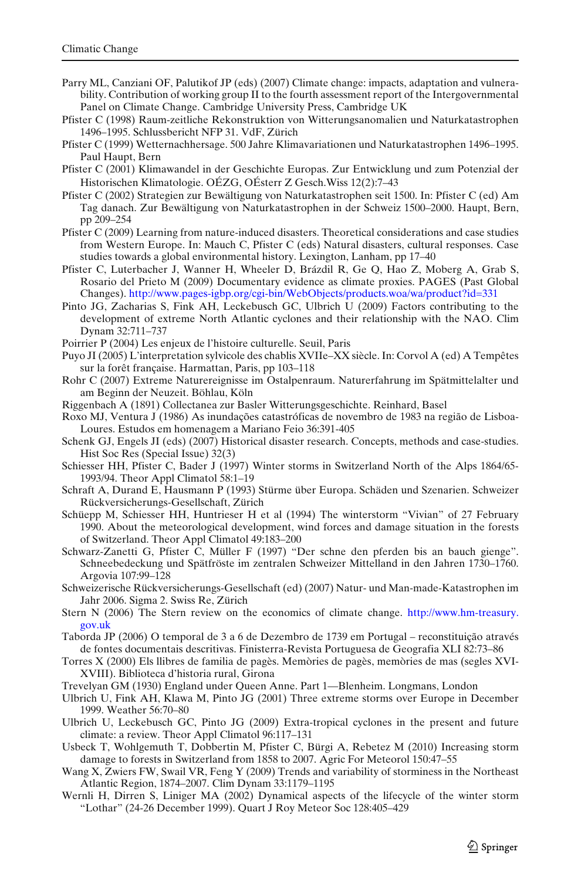Parry ML, Canziani OF, Palutikof JP (eds) (2007) Climate change: impacts, adaptation and vulnerability. Contribution of working group II to the fourth assessment report of the Intergovernmental Panel on Climate Change. Cambridge University Press, Cambridge UK

Pfister C (1998) Raum-zeitliche Rekonstruktion von Witterungsanomalien und Naturkatastrophen 1496–1995. Schlussbericht NFP 31. VdF, Zürich

Pfister C (1999) Wetternachhersage. 500 Jahre Klimavariationen und Naturkatastrophen 1496–1995. Paul Haupt, Bern

Pfister C (2001) Klimawandel in der Geschichte Europas. Zur Entwicklung und zum Potenzial der Historischen Klimatologie. OÉZG, OÉsterr Z Gesch.Wiss 12(2):7–43

Pfister C (2002) Strategien zur Bewältigung von Naturkatastrophen seit 1500. In: Pfister C (ed) Am Tag danach. Zur Bewältigung von Naturkatastrophen in der Schweiz 1500–2000. Haupt, Bern, pp 209–254

Pfister C (2009) Learning from nature-induced disasters. Theoretical considerations and case studies from Western Europe. In: Mauch C, Pfister C (eds) Natural disasters, cultural responses. Case studies towards a global environmental history. Lexington, Lanham, pp 17–40

Pfister C, Luterbacher J, Wanner H, Wheeler D, Brázdil R, Ge Q, Hao Z, Moberg A, Grab S, Rosario del Prieto M (2009) Documentary evidence as climate proxies. PAGES (Past Global Changes). http://www.pages-igbp.org/cgi-bin/WebObjects/products.woa/wa/product?id=331

Pinto JG, Zacharias S, Fink AH, Leckebusch GC, Ulbrich U (2009) Factors contributing to the development of extreme North Atlantic cyclones and their relationship with the NAO. Clim Dynam 32:711–737

Poirrier P (2004) Les enjeux de l'histoire culturelle. Seuil, Paris

Puyo JI (2005) L'interpretation sylvicole des chablis XVIIe–XX siècle. In: Corvol A (ed) A Tempêtes sur la forêt française. Harmattan, Paris, pp 103–118

Rohr C (2007) Extreme Naturereignisse im Ostalpenraum. Naturerfahrung im Spätmittelalter und am Beginn der Neuzeit. Böhlau, Köln

Riggenbach A (1891) Collectanea zur Basler Witterungsgeschichte. Reinhard, Basel

Roxo MJ, Ventura J (1986) As inundações catastróficas de novembro de 1983 na região de Lisboa-Loures. Estudos em homenagem a Mariano Feio 36:391-405

Schenk GJ, Engels JI (eds) (2007) Historical disaster research. Concepts, methods and case-studies. Hist Soc Res (Special Issue) 32(3)

Schiesser HH, Pfister C, Bader J (1997) Winter storms in Switzerland North of the Alps 1864/65-1993/94. Theor Appl Climatol 58:1–19

Schraft A, Durand E, Hausmann P (1993) Stürme über Europa. Schäden und Szenarien. Schweizer Rückversicherungs-Gesellschaft, Zürich

Schüepp M, Schiesser HH, Huntrieser H et al (1994) The winterstorm "Vivian" of 27 February 1990. About the meteorological development, wind forces and damage situation in the forests of Switzerland. Theor Appl Climatol 49:183–200

Schwarz-Zanetti G, Pfister C, Müller F (1997) "Der schne den pferden bis an bauch gienge". Schneebedeckung und Spätfröste im zentralen Schweizer Mittelland in den Jahren 1730–1760. Argovia 107:99–128

Schweizerische Rückversicherungs-Gesellschaft (ed) (2007) Natur- und Man-made-Katastrophen im Jahr 2006. Sigma 2. Swiss Re, Zürich

Stern N (2006) The Stern review on the economics of climate change. http://www.hm-treasury.gov.uk

Taborda JP (2006) O temporal de 3 a 6 de Dezembro de 1739 em Portugal – reconstituição através de fontes documentais descritivas. Finisterra-Revista Portuguesa de Geografia XLI 82:73–86

Torres X (2000) Els llibres de familia de pagès. Memòries de pagès, memòries de mas (segles XVI-XVIII). Biblioteca d'historia rural, Girona

Trevelyan GM (1930) England under Queen Anne. Part 1—Blenheim. Longmans, London

Ulbrich U, Fink AH, Klawa M, Pinto JG (2001) Three extreme storms over Europe in December 1999. Weather 56:70–80

Ulbrich U, Leckebusch GC, Pinto JG (2009) Extra-tropical cyclones in the present and future climate: a review. Theor Appl Climatol 96:117–131

Usbeck T, Wohlgemuth T, Dobbertin M, Pfister C, Bürgi A, Rebetez M (2010) Increasing storm damage to forests in Switzerland from 1858 to 2007. Agric For Meteorol 150:47–55

Wang X, Zwiers FW, Swail VR, Feng Y (2009) Trends and variability of storminess in the Northeast Atlantic Region, 1874–2007. Clim Dynam 33:1179–1195

Wernli H, Dirren S, Liniger MA (2002) Dynamical aspects of the lifecycle of the winter storm "Lothar" (24-26 December 1999). Quart J Roy Meteor Soc 128:405–429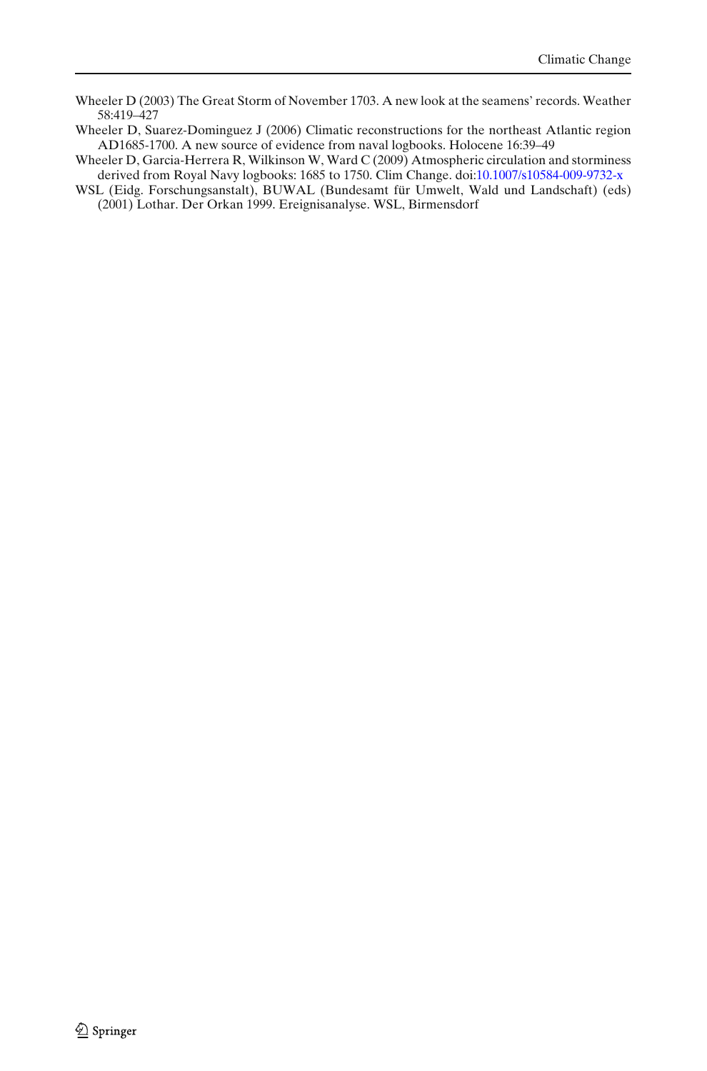Wheeler D (2003) The Great Storm of November 1703. A new look at the seamens' records. Weather 58:419–427

Wheeler D, Suarez-Dominguez J (2006) Climatic reconstructions for the northeast Atlantic region AD1685-1700. A new source of evidence from naval logbooks. Holocene 16:39–49

Wheeler D, Garcia-Herrera R, Wilkinson W, Ward C (2009) Atmospheric circulation and storminess derived from Royal Navy logbooks: 1685 to 1750. Clim Change. doi:10.1007/s10584-009-9732-x

WSL (Eidg. Forschungsanstalt), BUWAL (Bundesamt für Umwelt, Wald und Landschaft) (eds) (2001) Lothar. Der Orkan 1999. Ereignisanalyse. WSL, Birmensdorf